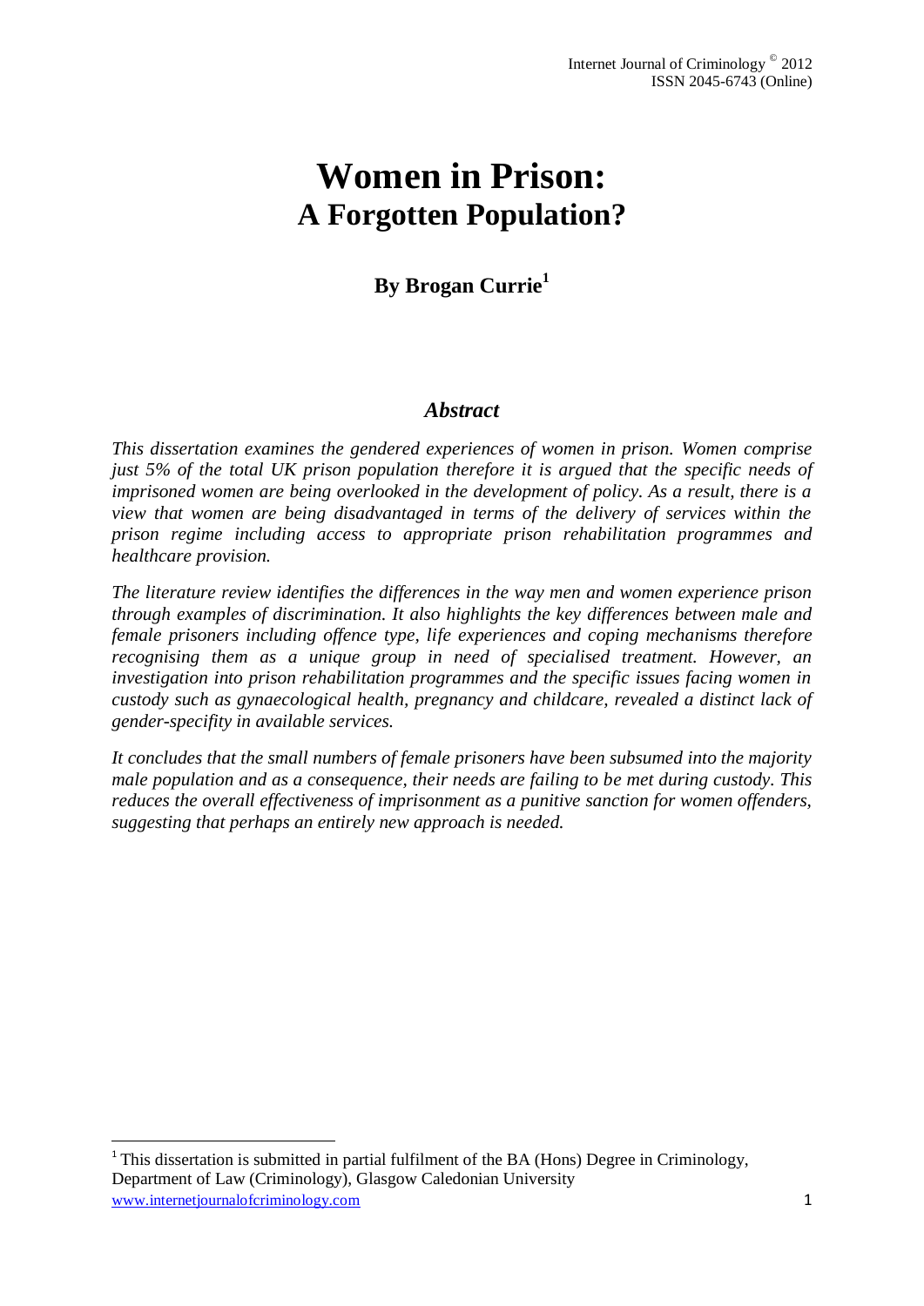# Women in Prison:
## A Forgotten Population?

**By Brogan Currie[1]**

### *Abstract*

*This dissertation examines the gendered experiences of women in prison. Women comprise just 5% of the total UK prison population therefore it is argued that the specific needs of imprisoned women are being overlooked in the development of policy. As a result, there is a view that women are being disadvantaged in terms of the delivery of services within the prison regime including access to appropriate prison rehabilitation programmes and healthcare provision.*

*The literature review identifies the differences in the way men and women experience prison through examples of discrimination. It also highlights the key differences between male and female prisoners including offence type, life experiences and coping mechanisms therefore recognising them as a unique group in need of specialised treatment. However, an investigation into prison rehabilitation programmes and the specific issues facing women in custody such as gynaecological health, pregnancy and childcare, revealed a distinct lack of gender-specifity in available services.*

*It concludes that the small numbers of female prisoners have been subsumed into the majority male population and as a consequence, their needs are failing to be met during custody. This reduces the overall effectiveness of imprisonment as a punitive sanction for women offenders, suggesting that perhaps an entirely new approach is needed.*

---

[1] This dissertation is submitted in partial fulfilment of the BA (Hons) Degree in Criminology, Department of Law (Criminology), Glasgow Caledonian University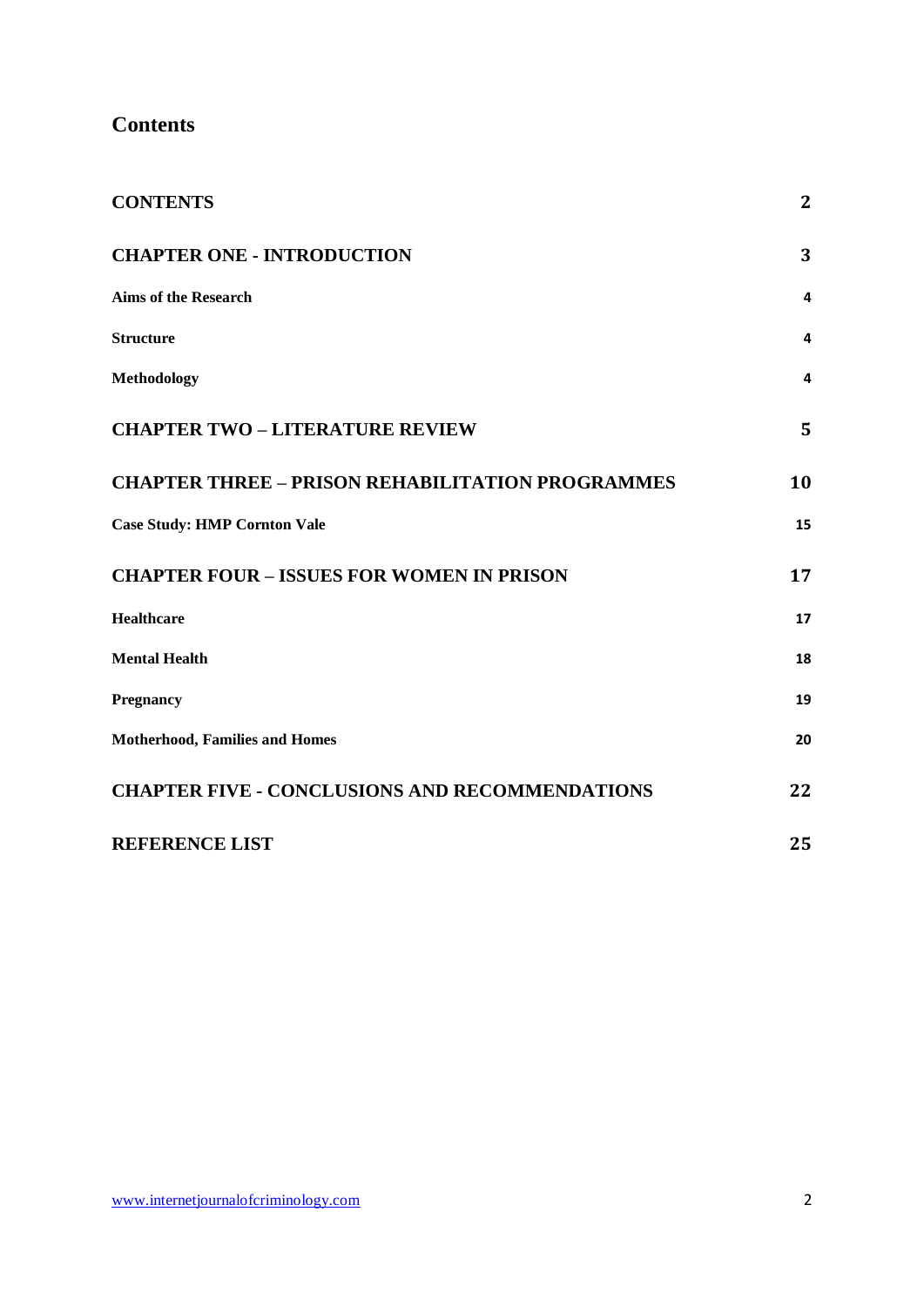# Contents

| | |
|---|---|
| **CONTENTS** | **2** |
| **CHAPTER ONE - INTRODUCTION** | **3** |
| **Aims of the Research** | **4** |
| **Structure** | **4** |
| **Methodology** | **4** |
| **CHAPTER TWO – LITERATURE REVIEW** | **5** |
| **CHAPTER THREE – PRISON REHABILITATION PROGRAMMES** | **10** |
| **Case Study: HMP Cornton Vale** | **15** |
| **CHAPTER FOUR – ISSUES FOR WOMEN IN PRISON** | **17** |
| **Healthcare** | **17** |
| **Mental Health** | **18** |
| **Pregnancy** | **19** |
| **Motherhood, Families and Homes** | **20** |
| **CHAPTER FIVE - CONCLUSIONS AND RECOMMENDATIONS** | **22** |
| **REFERENCE LIST** | **25** |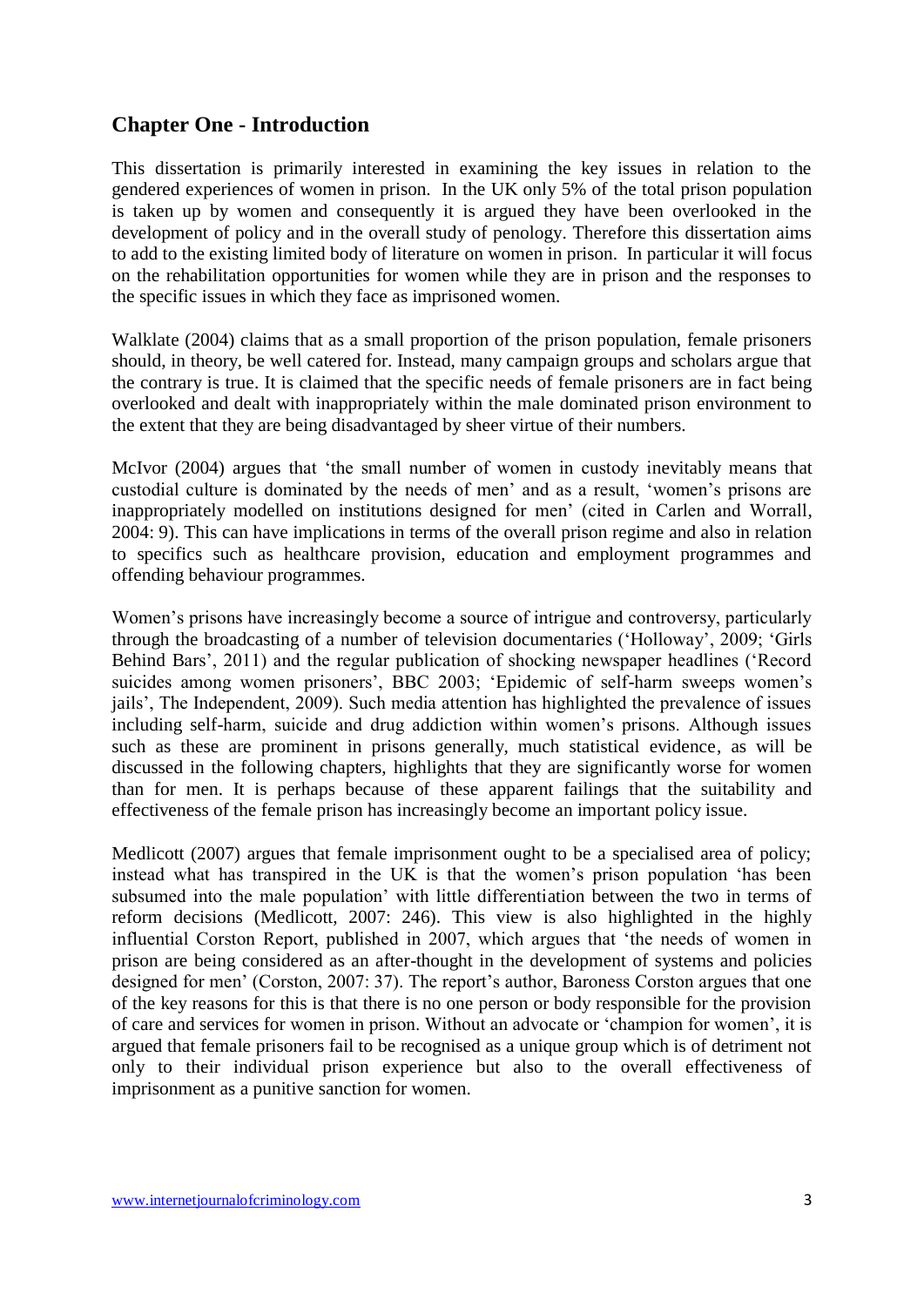## Chapter One - Introduction

This dissertation is primarily interested in examining the key issues in relation to the gendered experiences of women in prison. In the UK only 5% of the total prison population is taken up by women and consequently it is argued they have been overlooked in the development of policy and in the overall study of penology. Therefore this dissertation aims to add to the existing limited body of literature on women in prison. In particular it will focus on the rehabilitation opportunities for women while they are in prison and the responses to the specific issues in which they face as imprisoned women.

Walklate (2004) claims that as a small proportion of the prison population, female prisoners should, in theory, be well catered for. Instead, many campaign groups and scholars argue that the contrary is true. It is claimed that the specific needs of female prisoners are in fact being overlooked and dealt with inappropriately within the male dominated prison environment to the extent that they are being disadvantaged by sheer virtue of their numbers.

McIvor (2004) argues that 'the small number of women in custody inevitably means that custodial culture is dominated by the needs of men' and as a result, 'women's prisons are inappropriately modelled on institutions designed for men' (cited in Carlen and Worrall, 2004: 9). This can have implications in terms of the overall prison regime and also in relation to specifics such as healthcare provision, education and employment programmes and offending behaviour programmes.

Women's prisons have increasingly become a source of intrigue and controversy, particularly through the broadcasting of a number of television documentaries ('Holloway', 2009; 'Girls Behind Bars', 2011) and the regular publication of shocking newspaper headlines ('Record suicides among women prisoners', BBC 2003; 'Epidemic of self-harm sweeps women's jails', The Independent, 2009). Such media attention has highlighted the prevalence of issues including self-harm, suicide and drug addiction within women's prisons. Although issues such as these are prominent in prisons generally, much statistical evidence, as will be discussed in the following chapters, highlights that they are significantly worse for women than for men. It is perhaps because of these apparent failings that the suitability and effectiveness of the female prison has increasingly become an important policy issue.

Medlicott (2007) argues that female imprisonment ought to be a specialised area of policy; instead what has transpired in the UK is that the women's prison population 'has been subsumed into the male population' with little differentiation between the two in terms of reform decisions (Medlicott, 2007: 246). This view is also highlighted in the highly influential Corston Report, published in 2007, which argues that 'the needs of women in prison are being considered as an after-thought in the development of systems and policies designed for men' (Corston, 2007: 37). The report's author, Baroness Corston argues that one of the key reasons for this is that there is no one person or body responsible for the provision of care and services for women in prison. Without an advocate or 'champion for women', it is argued that female prisoners fail to be recognised as a unique group which is of detriment not only to their individual prison experience but also to the overall effectiveness of imprisonment as a punitive sanction for women.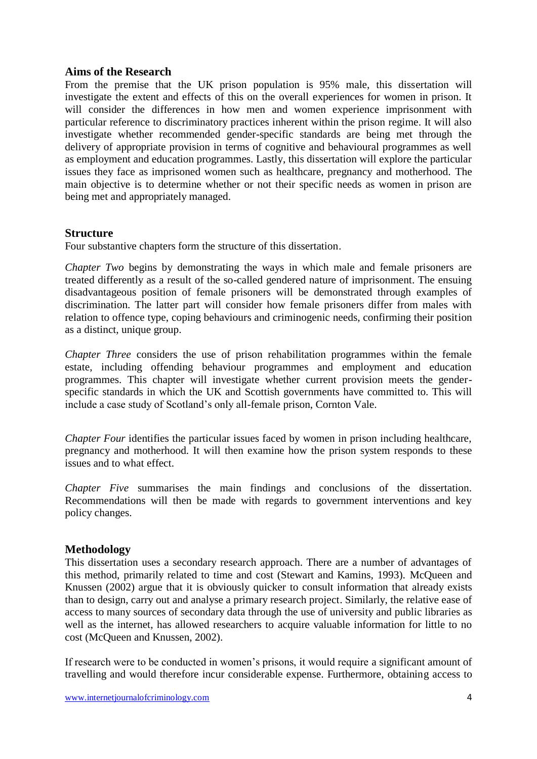## Aims of the Research

From the premise that the UK prison population is 95% male, this dissertation will investigate the extent and effects of this on the overall experiences for women in prison. It will consider the differences in how men and women experience imprisonment with particular reference to discriminatory practices inherent within the prison regime. It will also investigate whether recommended gender-specific standards are being met through the delivery of appropriate provision in terms of cognitive and behavioural programmes as well as employment and education programmes. Lastly, this dissertation will explore the particular issues they face as imprisoned women such as healthcare, pregnancy and motherhood. The main objective is to determine whether or not their specific needs as women in prison are being met and appropriately managed.

## Structure

Four substantive chapters form the structure of this dissertation.

*Chapter Two* begins by demonstrating the ways in which male and female prisoners are treated differently as a result of the so-called gendered nature of imprisonment. The ensuing disadvantageous position of female prisoners will be demonstrated through examples of discrimination. The latter part will consider how female prisoners differ from males with relation to offence type, coping behaviours and criminogenic needs, confirming their position as a distinct, unique group.

*Chapter Three* considers the use of prison rehabilitation programmes within the female estate, including offending behaviour programmes and employment and education programmes. This chapter will investigate whether current provision meets the gender-specific standards in which the UK and Scottish governments have committed to. This will include a case study of Scotland's only all-female prison, Cornton Vale.

*Chapter Four* identifies the particular issues faced by women in prison including healthcare, pregnancy and motherhood. It will then examine how the prison system responds to these issues and to what effect.

*Chapter Five* summarises the main findings and conclusions of the dissertation. Recommendations will then be made with regards to government interventions and key policy changes.

## Methodology

This dissertation uses a secondary research approach. There are a number of advantages of this method, primarily related to time and cost (Stewart and Kamins, 1993). McQueen and Knussen (2002) argue that it is obviously quicker to consult information that already exists than to design, carry out and analyse a primary research project. Similarly, the relative ease of access to many sources of secondary data through the use of university and public libraries as well as the internet, has allowed researchers to acquire valuable information for little to no cost (McQueen and Knussen, 2002).

If research were to be conducted in women's prisons, it would require a significant amount of travelling and would therefore incur considerable expense. Furthermore, obtaining access to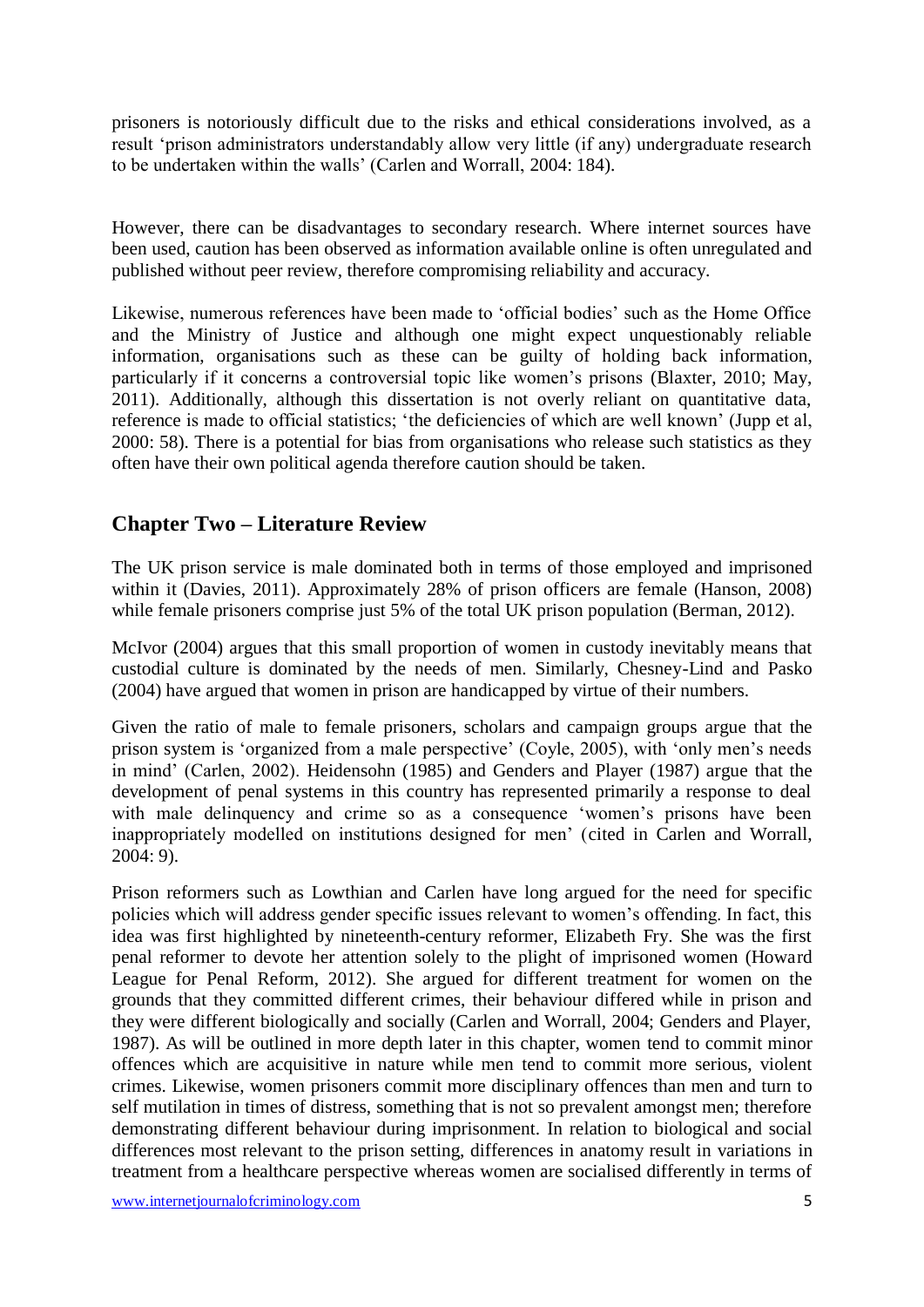prisoners is notoriously difficult due to the risks and ethical considerations involved, as a result 'prison administrators understandably allow very little (if any) undergraduate research to be undertaken within the walls' (Carlen and Worrall, 2004: 184).

However, there can be disadvantages to secondary research. Where internet sources have been used, caution has been observed as information available online is often unregulated and published without peer review, therefore compromising reliability and accuracy.

Likewise, numerous references have been made to 'official bodies' such as the Home Office and the Ministry of Justice and although one might expect unquestionably reliable information, organisations such as these can be guilty of holding back information, particularly if it concerns a controversial topic like women's prisons (Blaxter, 2010; May, 2011). Additionally, although this dissertation is not overly reliant on quantitative data, reference is made to official statistics; 'the deficiencies of which are well known' (Jupp et al, 2000: 58). There is a potential for bias from organisations who release such statistics as they often have their own political agenda therefore caution should be taken.

## Chapter Two – Literature Review

The UK prison service is male dominated both in terms of those employed and imprisoned within it (Davies, 2011). Approximately 28% of prison officers are female (Hanson, 2008) while female prisoners comprise just 5% of the total UK prison population (Berman, 2012).

McIvor (2004) argues that this small proportion of women in custody inevitably means that custodial culture is dominated by the needs of men. Similarly, Chesney-Lind and Pasko (2004) have argued that women in prison are handicapped by virtue of their numbers.

Given the ratio of male to female prisoners, scholars and campaign groups argue that the prison system is 'organized from a male perspective' (Coyle, 2005), with 'only men's needs in mind' (Carlen, 2002). Heidensohn (1985) and Genders and Player (1987) argue that the development of penal systems in this country has represented primarily a response to deal with male delinquency and crime so as a consequence 'women's prisons have been inappropriately modelled on institutions designed for men' (cited in Carlen and Worrall, 2004: 9).

Prison reformers such as Lowthian and Carlen have long argued for the need for specific policies which will address gender specific issues relevant to women's offending. In fact, this idea was first highlighted by nineteenth-century reformer, Elizabeth Fry. She was the first penal reformer to devote her attention solely to the plight of imprisoned women (Howard League for Penal Reform, 2012). She argued for different treatment for women on the grounds that they committed different crimes, their behaviour differed while in prison and they were different biologically and socially (Carlen and Worrall, 2004; Genders and Player, 1987). As will be outlined in more depth later in this chapter, women tend to commit minor offences which are acquisitive in nature while men tend to commit more serious, violent crimes. Likewise, women prisoners commit more disciplinary offences than men and turn to self mutilation in times of distress, something that is not so prevalent amongst men; therefore demonstrating different behaviour during imprisonment. In relation to biological and social differences most relevant to the prison setting, differences in anatomy result in variations in treatment from a healthcare perspective whereas women are socialised differently in terms of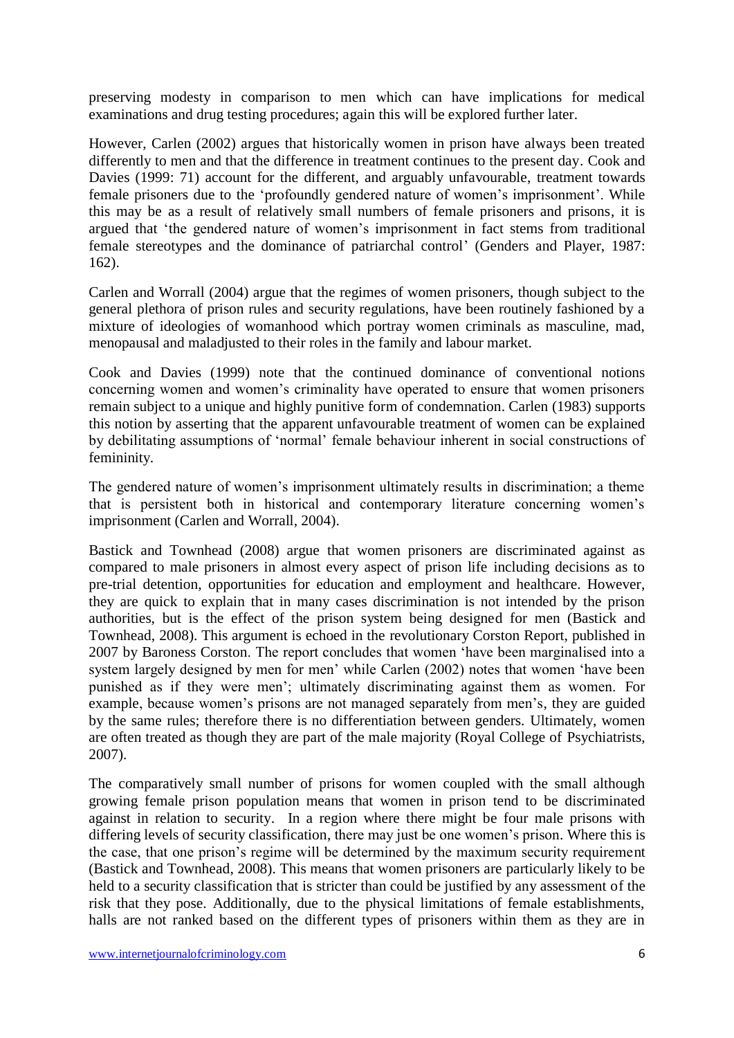preserving modesty in comparison to men which can have implications for medical examinations and drug testing procedures; again this will be explored further later.

However, Carlen (2002) argues that historically women in prison have always been treated differently to men and that the difference in treatment continues to the present day. Cook and Davies (1999: 71) account for the different, and arguably unfavourable, treatment towards female prisoners due to the 'profoundly gendered nature of women's imprisonment'. While this may be as a result of relatively small numbers of female prisoners and prisons, it is argued that 'the gendered nature of women's imprisonment in fact stems from traditional female stereotypes and the dominance of patriarchal control' (Genders and Player, 1987: 162).

Carlen and Worrall (2004) argue that the regimes of women prisoners, though subject to the general plethora of prison rules and security regulations, have been routinely fashioned by a mixture of ideologies of womanhood which portray women criminals as masculine, mad, menopausal and maladjusted to their roles in the family and labour market.

Cook and Davies (1999) note that the continued dominance of conventional notions concerning women and women's criminality have operated to ensure that women prisoners remain subject to a unique and highly punitive form of condemnation. Carlen (1983) supports this notion by asserting that the apparent unfavourable treatment of women can be explained by debilitating assumptions of 'normal' female behaviour inherent in social constructions of femininity.

The gendered nature of women's imprisonment ultimately results in discrimination; a theme that is persistent both in historical and contemporary literature concerning women's imprisonment (Carlen and Worrall, 2004).

Bastick and Townhead (2008) argue that women prisoners are discriminated against as compared to male prisoners in almost every aspect of prison life including decisions as to pre-trial detention, opportunities for education and employment and healthcare. However, they are quick to explain that in many cases discrimination is not intended by the prison authorities, but is the effect of the prison system being designed for men (Bastick and Townhead, 2008). This argument is echoed in the revolutionary Corston Report, published in 2007 by Baroness Corston. The report concludes that women 'have been marginalised into a system largely designed by men for men' while Carlen (2002) notes that women 'have been punished as if they were men'; ultimately discriminating against them as women. For example, because women's prisons are not managed separately from men's, they are guided by the same rules; therefore there is no differentiation between genders. Ultimately, women are often treated as though they are part of the male majority (Royal College of Psychiatrists, 2007).

The comparatively small number of prisons for women coupled with the small although growing female prison population means that women in prison tend to be discriminated against in relation to security. In a region where there might be four male prisons with differing levels of security classification, there may just be one women's prison. Where this is the case, that one prison's regime will be determined by the maximum security requirement (Bastick and Townhead, 2008). This means that women prisoners are particularly likely to be held to a security classification that is stricter than could be justified by any assessment of the risk that they pose. Additionally, due to the physical limitations of female establishments, halls are not ranked based on the different types of prisoners within them as they are in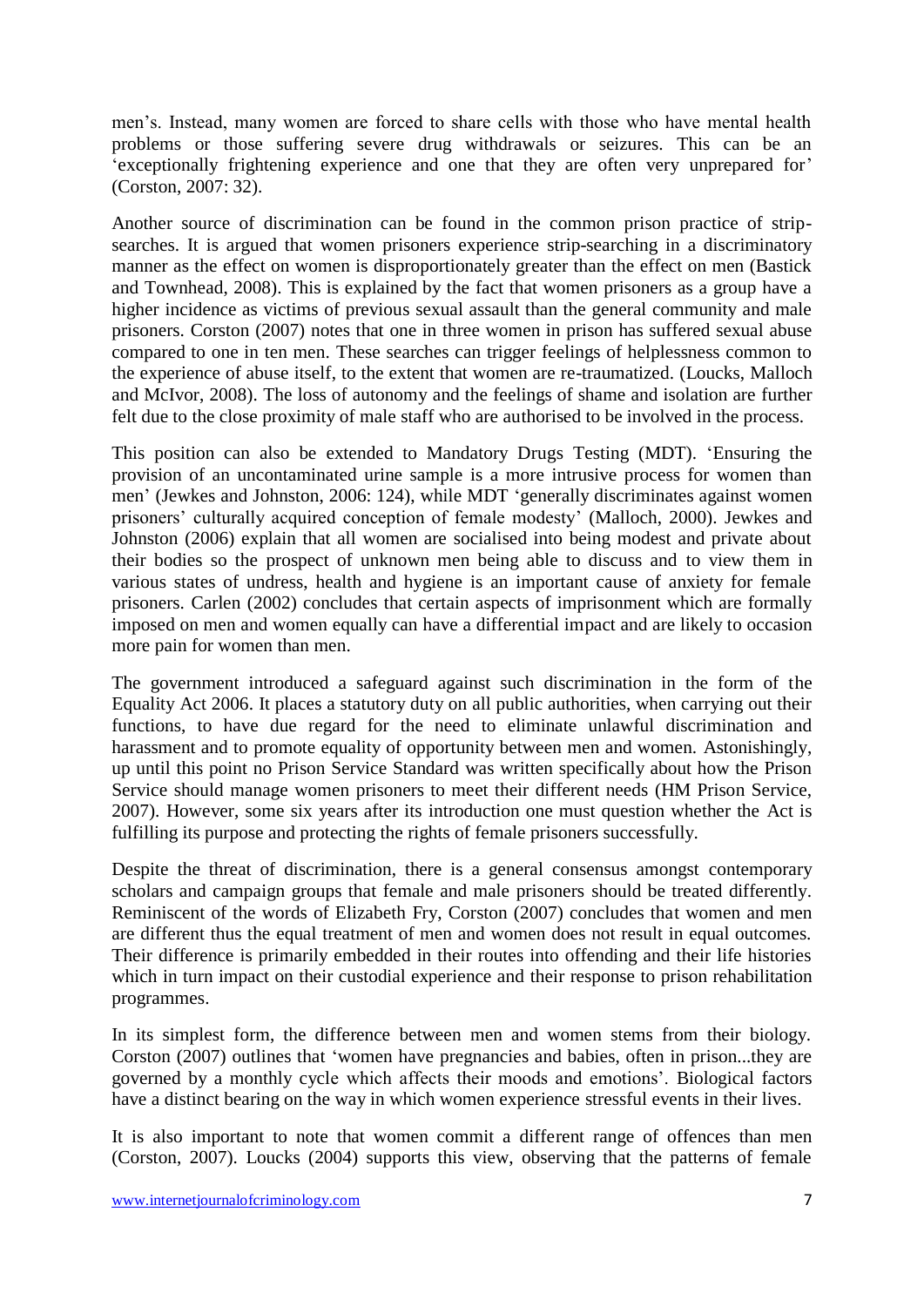men's. Instead, many women are forced to share cells with those who have mental health problems or those suffering severe drug withdrawals or seizures. This can be an 'exceptionally frightening experience and one that they are often very unprepared for' (Corston, 2007: 32).

Another source of discrimination can be found in the common prison practice of strip-searches. It is argued that women prisoners experience strip-searching in a discriminatory manner as the effect on women is disproportionately greater than the effect on men (Bastick and Townhead, 2008). This is explained by the fact that women prisoners as a group have a higher incidence as victims of previous sexual assault than the general community and male prisoners. Corston (2007) notes that one in three women in prison has suffered sexual abuse compared to one in ten men. These searches can trigger feelings of helplessness common to the experience of abuse itself, to the extent that women are re-traumatized. (Loucks, Malloch and McIvor, 2008). The loss of autonomy and the feelings of shame and isolation are further felt due to the close proximity of male staff who are authorised to be involved in the process.

This position can also be extended to Mandatory Drugs Testing (MDT). 'Ensuring the provision of an uncontaminated urine sample is a more intrusive process for women than men' (Jewkes and Johnston, 2006: 124), while MDT 'generally discriminates against women prisoners' culturally acquired conception of female modesty' (Malloch, 2000). Jewkes and Johnston (2006) explain that all women are socialised into being modest and private about their bodies so the prospect of unknown men being able to discuss and to view them in various states of undress, health and hygiene is an important cause of anxiety for female prisoners. Carlen (2002) concludes that certain aspects of imprisonment which are formally imposed on men and women equally can have a differential impact and are likely to occasion more pain for women than men.

The government introduced a safeguard against such discrimination in the form of the Equality Act 2006. It places a statutory duty on all public authorities, when carrying out their functions, to have due regard for the need to eliminate unlawful discrimination and harassment and to promote equality of opportunity between men and women. Astonishingly, up until this point no Prison Service Standard was written specifically about how the Prison Service should manage women prisoners to meet their different needs (HM Prison Service, 2007). However, some six years after its introduction one must question whether the Act is fulfilling its purpose and protecting the rights of female prisoners successfully.

Despite the threat of discrimination, there is a general consensus amongst contemporary scholars and campaign groups that female and male prisoners should be treated differently. Reminiscent of the words of Elizabeth Fry, Corston (2007) concludes that women and men are different thus the equal treatment of men and women does not result in equal outcomes. Their difference is primarily embedded in their routes into offending and their life histories which in turn impact on their custodial experience and their response to prison rehabilitation programmes.

In its simplest form, the difference between men and women stems from their biology. Corston (2007) outlines that 'women have pregnancies and babies, often in prison...they are governed by a monthly cycle which affects their moods and emotions'. Biological factors have a distinct bearing on the way in which women experience stressful events in their lives.

It is also important to note that women commit a different range of offences than men (Corston, 2007). Loucks (2004) supports this view, observing that the patterns of female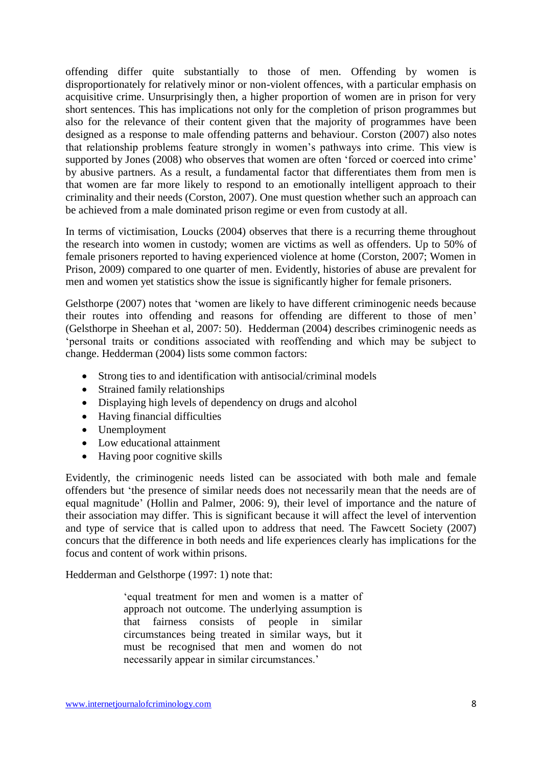offending differ quite substantially to those of men. Offending by women is disproportionately for relatively minor or non-violent offences, with a particular emphasis on acquisitive crime. Unsurprisingly then, a higher proportion of women are in prison for very short sentences. This has implications not only for the completion of prison programmes but also for the relevance of their content given that the majority of programmes have been designed as a response to male offending patterns and behaviour. Corston (2007) also notes that relationship problems feature strongly in women's pathways into crime. This view is supported by Jones (2008) who observes that women are often 'forced or coerced into crime' by abusive partners. As a result, a fundamental factor that differentiates them from men is that women are far more likely to respond to an emotionally intelligent approach to their criminality and their needs (Corston, 2007). One must question whether such an approach can be achieved from a male dominated prison regime or even from custody at all.

In terms of victimisation, Loucks (2004) observes that there is a recurring theme throughout the research into women in custody; women are victims as well as offenders. Up to 50% of female prisoners reported to having experienced violence at home (Corston, 2007; Women in Prison, 2009) compared to one quarter of men. Evidently, histories of abuse are prevalent for men and women yet statistics show the issue is significantly higher for female prisoners.

Gelsthorpe (2007) notes that 'women are likely to have different criminogenic needs because their routes into offending and reasons for offending are different to those of men' (Gelsthorpe in Sheehan et al, 2007: 50). Hedderman (2004) describes criminogenic needs as 'personal traits or conditions associated with reoffending and which may be subject to change. Hedderman (2004) lists some common factors:

- Strong ties to and identification with antisocial/criminal models
- Strained family relationships
- Displaying high levels of dependency on drugs and alcohol
- Having financial difficulties
- Unemployment
- Low educational attainment
- Having poor cognitive skills

Evidently, the criminogenic needs listed can be associated with both male and female offenders but 'the presence of similar needs does not necessarily mean that the needs are of equal magnitude' (Hollin and Palmer, 2006: 9), their level of importance and the nature of their association may differ. This is significant because it will affect the level of intervention and type of service that is called upon to address that need. The Fawcett Society (2007) concurs that the difference in both needs and life experiences clearly has implications for the focus and content of work within prisons.

Hedderman and Gelsthorpe (1997: 1) note that:

> 'equal treatment for men and women is a matter of approach not outcome. The underlying assumption is that fairness consists of people in similar circumstances being treated in similar ways, but it must be recognised that men and women do not necessarily appear in similar circumstances.'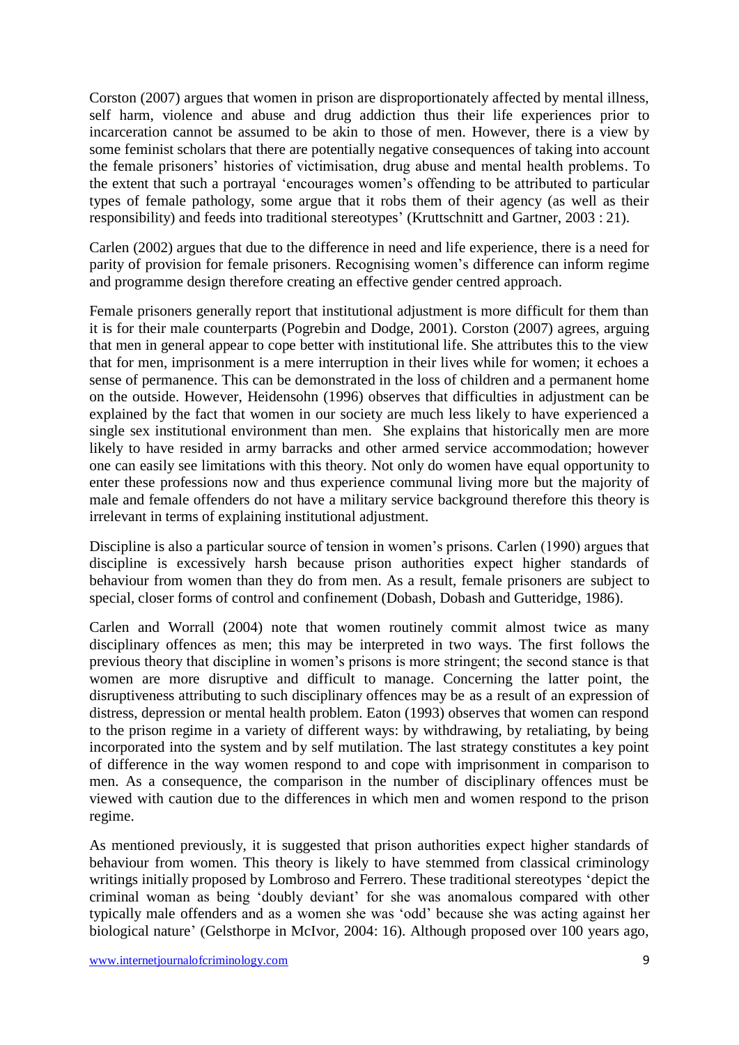Corston (2007) argues that women in prison are disproportionately affected by mental illness, self harm, violence and abuse and drug addiction thus their life experiences prior to incarceration cannot be assumed to be akin to those of men. However, there is a view by some feminist scholars that there are potentially negative consequences of taking into account the female prisoners' histories of victimisation, drug abuse and mental health problems. To the extent that such a portrayal 'encourages women's offending to be attributed to particular types of female pathology, some argue that it robs them of their agency (as well as their responsibility) and feeds into traditional stereotypes' (Kruttschnitt and Gartner, 2003 : 21).

Carlen (2002) argues that due to the difference in need and life experience, there is a need for parity of provision for female prisoners. Recognising women's difference can inform regime and programme design therefore creating an effective gender centred approach.

Female prisoners generally report that institutional adjustment is more difficult for them than it is for their male counterparts (Pogrebin and Dodge, 2001). Corston (2007) agrees, arguing that men in general appear to cope better with institutional life. She attributes this to the view that for men, imprisonment is a mere interruption in their lives while for women; it echoes a sense of permanence. This can be demonstrated in the loss of children and a permanent home on the outside. However, Heidensohn (1996) observes that difficulties in adjustment can be explained by the fact that women in our society are much less likely to have experienced a single sex institutional environment than men. She explains that historically men are more likely to have resided in army barracks and other armed service accommodation; however one can easily see limitations with this theory. Not only do women have equal opportunity to enter these professions now and thus experience communal living more but the majority of male and female offenders do not have a military service background therefore this theory is irrelevant in terms of explaining institutional adjustment.

Discipline is also a particular source of tension in women's prisons. Carlen (1990) argues that discipline is excessively harsh because prison authorities expect higher standards of behaviour from women than they do from men. As a result, female prisoners are subject to special, closer forms of control and confinement (Dobash, Dobash and Gutteridge, 1986).

Carlen and Worrall (2004) note that women routinely commit almost twice as many disciplinary offences as men; this may be interpreted in two ways. The first follows the previous theory that discipline in women's prisons is more stringent; the second stance is that women are more disruptive and difficult to manage. Concerning the latter point, the disruptiveness attributing to such disciplinary offences may be as a result of an expression of distress, depression or mental health problem. Eaton (1993) observes that women can respond to the prison regime in a variety of different ways: by withdrawing, by retaliating, by being incorporated into the system and by self mutilation. The last strategy constitutes a key point of difference in the way women respond to and cope with imprisonment in comparison to men. As a consequence, the comparison in the number of disciplinary offences must be viewed with caution due to the differences in which men and women respond to the prison regime.

As mentioned previously, it is suggested that prison authorities expect higher standards of behaviour from women. This theory is likely to have stemmed from classical criminology writings initially proposed by Lombroso and Ferrero. These traditional stereotypes 'depict the criminal woman as being 'doubly deviant' for she was anomalous compared with other typically male offenders and as a women she was 'odd' because she was acting against her biological nature' (Gelsthorpe in McIvor, 2004: 16). Although proposed over 100 years ago,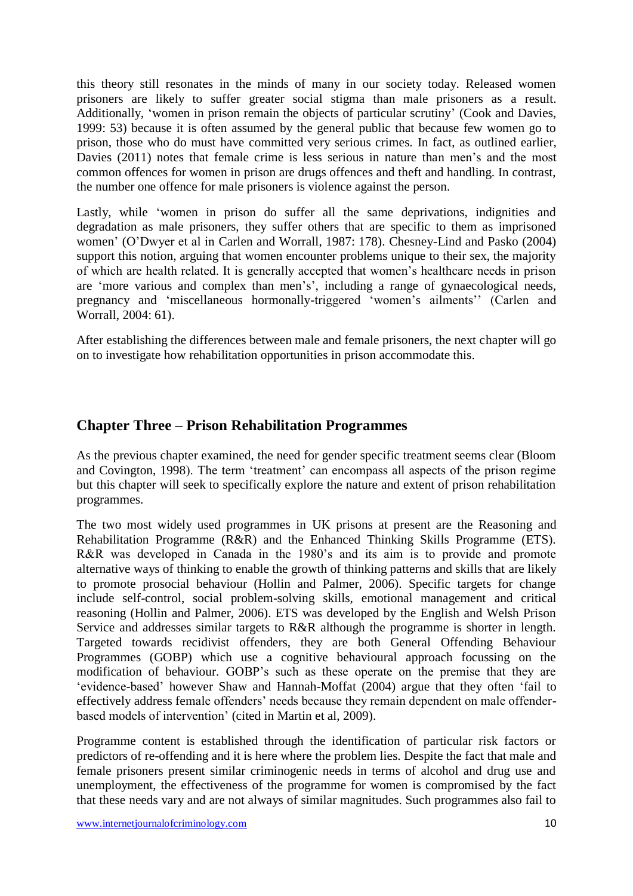this theory still resonates in the minds of many in our society today. Released women prisoners are likely to suffer greater social stigma than male prisoners as a result. Additionally, 'women in prison remain the objects of particular scrutiny' (Cook and Davies, 1999: 53) because it is often assumed by the general public that because few women go to prison, those who do must have committed very serious crimes. In fact, as outlined earlier, Davies (2011) notes that female crime is less serious in nature than men's and the most common offences for women in prison are drugs offences and theft and handling. In contrast, the number one offence for male prisoners is violence against the person.

Lastly, while 'women in prison do suffer all the same deprivations, indignities and degradation as male prisoners, they suffer others that are specific to them as imprisoned women' (O'Dwyer et al in Carlen and Worrall, 1987: 178). Chesney-Lind and Pasko (2004) support this notion, arguing that women encounter problems unique to their sex, the majority of which are health related. It is generally accepted that women's healthcare needs in prison are 'more various and complex than men's', including a range of gynaecological needs, pregnancy and 'miscellaneous hormonally-triggered 'women's ailments'' (Carlen and Worrall, 2004: 61).

After establishing the differences between male and female prisoners, the next chapter will go on to investigate how rehabilitation opportunities in prison accommodate this.

## Chapter Three – Prison Rehabilitation Programmes

As the previous chapter examined, the need for gender specific treatment seems clear (Bloom and Covington, 1998). The term 'treatment' can encompass all aspects of the prison regime but this chapter will seek to specifically explore the nature and extent of prison rehabilitation programmes.

The two most widely used programmes in UK prisons at present are the Reasoning and Rehabilitation Programme (R&R) and the Enhanced Thinking Skills Programme (ETS). R&R was developed in Canada in the 1980's and its aim is to provide and promote alternative ways of thinking to enable the growth of thinking patterns and skills that are likely to promote prosocial behaviour (Hollin and Palmer, 2006). Specific targets for change include self-control, social problem-solving skills, emotional management and critical reasoning (Hollin and Palmer, 2006). ETS was developed by the English and Welsh Prison Service and addresses similar targets to R&R although the programme is shorter in length. Targeted towards recidivist offenders, they are both General Offending Behaviour Programmes (GOBP) which use a cognitive behavioural approach focussing on the modification of behaviour. GOBP's such as these operate on the premise that they are 'evidence-based' however Shaw and Hannah-Moffat (2004) argue that they often 'fail to effectively address female offenders' needs because they remain dependent on male offender-based models of intervention' (cited in Martin et al, 2009).

Programme content is established through the identification of particular risk factors or predictors of re-offending and it is here where the problem lies. Despite the fact that male and female prisoners present similar criminogenic needs in terms of alcohol and drug use and unemployment, the effectiveness of the programme for women is compromised by the fact that these needs vary and are not always of similar magnitudes. Such programmes also fail to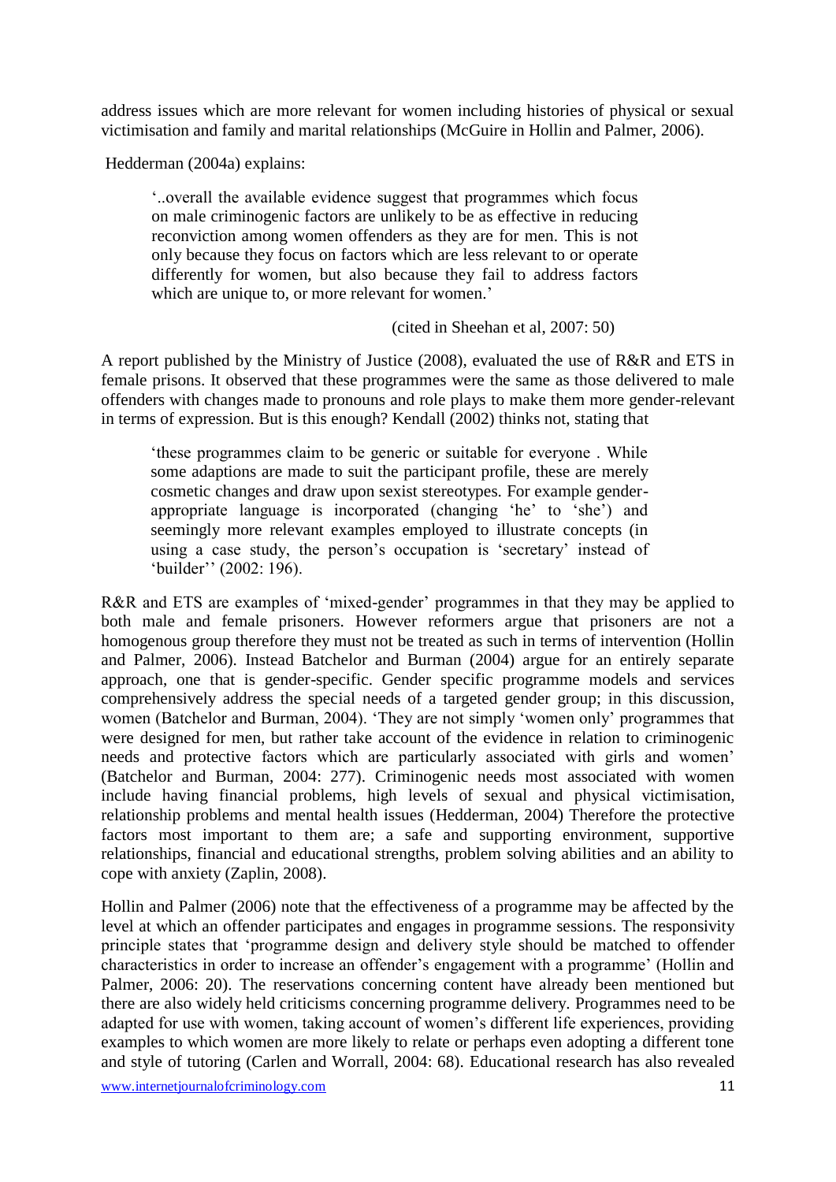address issues which are more relevant for women including histories of physical or sexual victimisation and family and marital relationships (McGuire in Hollin and Palmer, 2006).

Hedderman (2004a) explains:

> '..overall the available evidence suggest that programmes which focus on male criminogenic factors are unlikely to be as effective in reducing reconviction among women offenders as they are for men. This is not only because they focus on factors which are less relevant to or operate differently for women, but also because they fail to address factors which are unique to, or more relevant for women.'
>
> (cited in Sheehan et al, 2007: 50)

A report published by the Ministry of Justice (2008), evaluated the use of R&R and ETS in female prisons. It observed that these programmes were the same as those delivered to male offenders with changes made to pronouns and role plays to make them more gender-relevant in terms of expression. But is this enough? Kendall (2002) thinks not, stating that

> 'these programmes claim to be generic or suitable for everyone . While some adaptions are made to suit the participant profile, these are merely cosmetic changes and draw upon sexist stereotypes. For example gender-appropriate language is incorporated (changing 'he' to 'she') and seemingly more relevant examples employed to illustrate concepts (in using a case study, the person's occupation is 'secretary' instead of 'builder'' (2002: 196).

R&R and ETS are examples of 'mixed-gender' programmes in that they may be applied to both male and female prisoners. However reformers argue that prisoners are not a homogenous group therefore they must not be treated as such in terms of intervention (Hollin and Palmer, 2006). Instead Batchelor and Burman (2004) argue for an entirely separate approach, one that is gender-specific. Gender specific programme models and services comprehensively address the special needs of a targeted gender group; in this discussion, women (Batchelor and Burman, 2004). 'They are not simply 'women only' programmes that were designed for men, but rather take account of the evidence in relation to criminogenic needs and protective factors which are particularly associated with girls and women' (Batchelor and Burman, 2004: 277). Criminogenic needs most associated with women include having financial problems, high levels of sexual and physical victimisation, relationship problems and mental health issues (Hedderman, 2004) Therefore the protective factors most important to them are; a safe and supporting environment, supportive relationships, financial and educational strengths, problem solving abilities and an ability to cope with anxiety (Zaplin, 2008).

Hollin and Palmer (2006) note that the effectiveness of a programme may be affected by the level at which an offender participates and engages in programme sessions. The responsivity principle states that 'programme design and delivery style should be matched to offender characteristics in order to increase an offender's engagement with a programme' (Hollin and Palmer, 2006: 20). The reservations concerning content have already been mentioned but there are also widely held criticisms concerning programme delivery. Programmes need to be adapted for use with women, taking account of women's different life experiences, providing examples to which women are more likely to relate or perhaps even adopting a different tone and style of tutoring (Carlen and Worrall, 2004: 68). Educational research has also revealed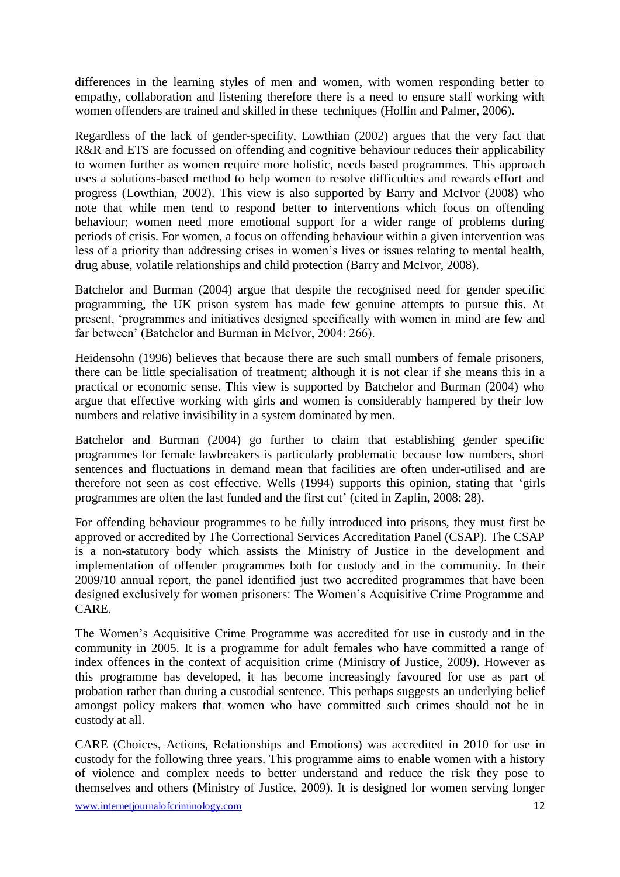differences in the learning styles of men and women, with women responding better to empathy, collaboration and listening therefore there is a need to ensure staff working with women offenders are trained and skilled in these techniques (Hollin and Palmer, 2006).

Regardless of the lack of gender-specifity, Lowthian (2002) argues that the very fact that R&R and ETS are focussed on offending and cognitive behaviour reduces their applicability to women further as women require more holistic, needs based programmes. This approach uses a solutions-based method to help women to resolve difficulties and rewards effort and progress (Lowthian, 2002). This view is also supported by Barry and McIvor (2008) who note that while men tend to respond better to interventions which focus on offending behaviour; women need more emotional support for a wider range of problems during periods of crisis. For women, a focus on offending behaviour within a given intervention was less of a priority than addressing crises in women's lives or issues relating to mental health, drug abuse, volatile relationships and child protection (Barry and McIvor, 2008).

Batchelor and Burman (2004) argue that despite the recognised need for gender specific programming, the UK prison system has made few genuine attempts to pursue this. At present, 'programmes and initiatives designed specifically with women in mind are few and far between' (Batchelor and Burman in McIvor, 2004: 266).

Heidensohn (1996) believes that because there are such small numbers of female prisoners, there can be little specialisation of treatment; although it is not clear if she means this in a practical or economic sense. This view is supported by Batchelor and Burman (2004) who argue that effective working with girls and women is considerably hampered by their low numbers and relative invisibility in a system dominated by men.

Batchelor and Burman (2004) go further to claim that establishing gender specific programmes for female lawbreakers is particularly problematic because low numbers, short sentences and fluctuations in demand mean that facilities are often under-utilised and are therefore not seen as cost effective. Wells (1994) supports this opinion, stating that 'girls programmes are often the last funded and the first cut' (cited in Zaplin, 2008: 28).

For offending behaviour programmes to be fully introduced into prisons, they must first be approved or accredited by The Correctional Services Accreditation Panel (CSAP). The CSAP is a non-statutory body which assists the Ministry of Justice in the development and implementation of offender programmes both for custody and in the community. In their 2009/10 annual report, the panel identified just two accredited programmes that have been designed exclusively for women prisoners: The Women's Acquisitive Crime Programme and CARE.

The Women's Acquisitive Crime Programme was accredited for use in custody and in the community in 2005. It is a programme for adult females who have committed a range of index offences in the context of acquisition crime (Ministry of Justice, 2009). However as this programme has developed, it has become increasingly favoured for use as part of probation rather than during a custodial sentence. This perhaps suggests an underlying belief amongst policy makers that women who have committed such crimes should not be in custody at all.

CARE (Choices, Actions, Relationships and Emotions) was accredited in 2010 for use in custody for the following three years. This programme aims to enable women with a history of violence and complex needs to better understand and reduce the risk they pose to themselves and others (Ministry of Justice, 2009). It is designed for women serving longer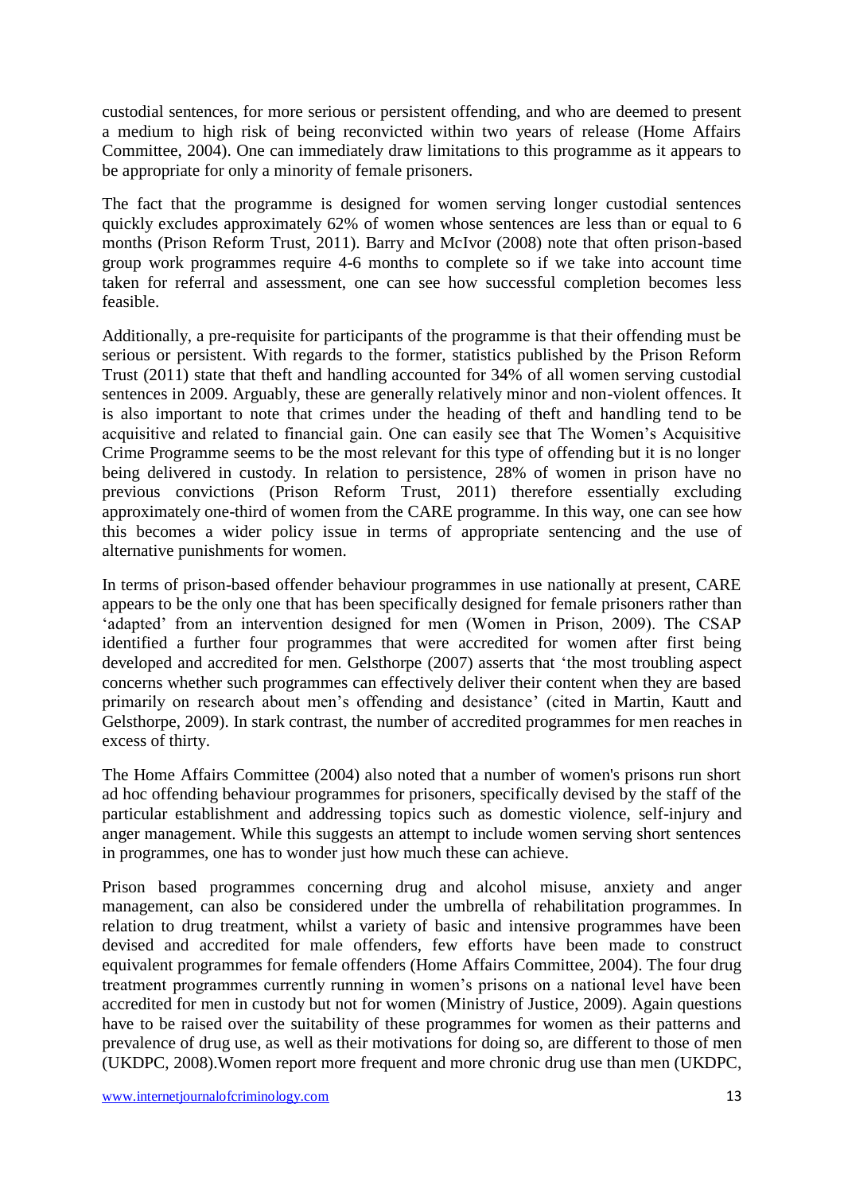custodial sentences, for more serious or persistent offending, and who are deemed to present a medium to high risk of being reconvicted within two years of release (Home Affairs Committee, 2004). One can immediately draw limitations to this programme as it appears to be appropriate for only a minority of female prisoners.

The fact that the programme is designed for women serving longer custodial sentences quickly excludes approximately 62% of women whose sentences are less than or equal to 6 months (Prison Reform Trust, 2011). Barry and McIvor (2008) note that often prison-based group work programmes require 4-6 months to complete so if we take into account time taken for referral and assessment, one can see how successful completion becomes less feasible.

Additionally, a pre-requisite for participants of the programme is that their offending must be serious or persistent. With regards to the former, statistics published by the Prison Reform Trust (2011) state that theft and handling accounted for 34% of all women serving custodial sentences in 2009. Arguably, these are generally relatively minor and non-violent offences. It is also important to note that crimes under the heading of theft and handling tend to be acquisitive and related to financial gain. One can easily see that The Women's Acquisitive Crime Programme seems to be the most relevant for this type of offending but it is no longer being delivered in custody. In relation to persistence, 28% of women in prison have no previous convictions (Prison Reform Trust, 2011) therefore essentially excluding approximately one-third of women from the CARE programme. In this way, one can see how this becomes a wider policy issue in terms of appropriate sentencing and the use of alternative punishments for women.

In terms of prison-based offender behaviour programmes in use nationally at present, CARE appears to be the only one that has been specifically designed for female prisoners rather than 'adapted' from an intervention designed for men (Women in Prison, 2009). The CSAP identified a further four programmes that were accredited for women after first being developed and accredited for men. Gelsthorpe (2007) asserts that 'the most troubling aspect concerns whether such programmes can effectively deliver their content when they are based primarily on research about men's offending and desistance' (cited in Martin, Kautt and Gelsthorpe, 2009). In stark contrast, the number of accredited programmes for men reaches in excess of thirty.

The Home Affairs Committee (2004) also noted that a number of women's prisons run short ad hoc offending behaviour programmes for prisoners, specifically devised by the staff of the particular establishment and addressing topics such as domestic violence, self-injury and anger management. While this suggests an attempt to include women serving short sentences in programmes, one has to wonder just how much these can achieve.

Prison based programmes concerning drug and alcohol misuse, anxiety and anger management, can also be considered under the umbrella of rehabilitation programmes. In relation to drug treatment, whilst a variety of basic and intensive programmes have been devised and accredited for male offenders, few efforts have been made to construct equivalent programmes for female offenders (Home Affairs Committee, 2004). The four drug treatment programmes currently running in women's prisons on a national level have been accredited for men in custody but not for women (Ministry of Justice, 2009). Again questions have to be raised over the suitability of these programmes for women as their patterns and prevalence of drug use, as well as their motivations for doing so, are different to those of men (UKDPC, 2008).Women report more frequent and more chronic drug use than men (UKDPC,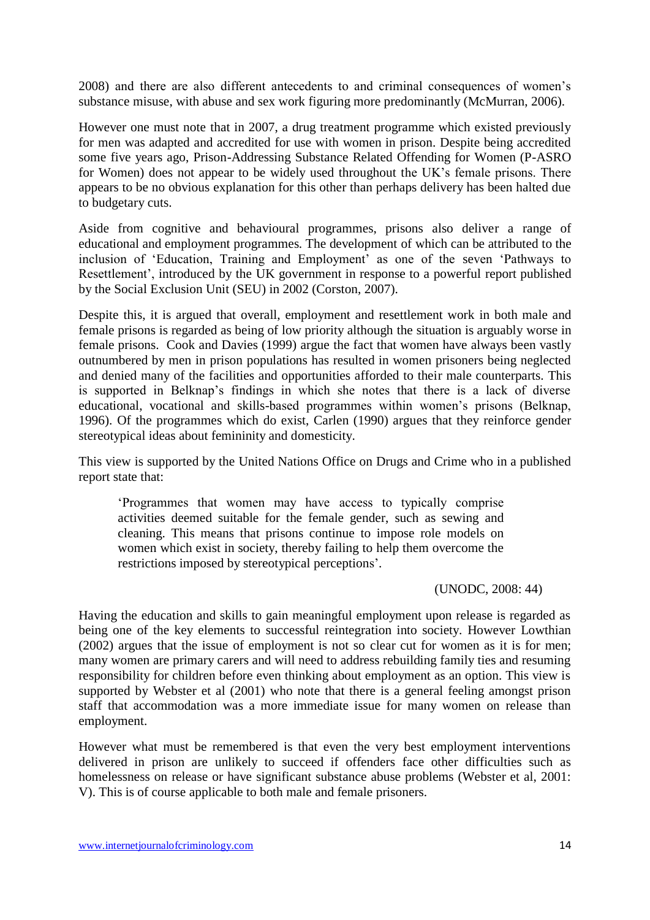2008) and there are also different antecedents to and criminal consequences of women's substance misuse, with abuse and sex work figuring more predominantly (McMurran, 2006).

However one must note that in 2007, a drug treatment programme which existed previously for men was adapted and accredited for use with women in prison. Despite being accredited some five years ago, Prison-Addressing Substance Related Offending for Women (P-ASRO for Women) does not appear to be widely used throughout the UK's female prisons. There appears to be no obvious explanation for this other than perhaps delivery has been halted due to budgetary cuts.

Aside from cognitive and behavioural programmes, prisons also deliver a range of educational and employment programmes. The development of which can be attributed to the inclusion of 'Education, Training and Employment' as one of the seven 'Pathways to Resettlement', introduced by the UK government in response to a powerful report published by the Social Exclusion Unit (SEU) in 2002 (Corston, 2007).

Despite this, it is argued that overall, employment and resettlement work in both male and female prisons is regarded as being of low priority although the situation is arguably worse in female prisons. Cook and Davies (1999) argue the fact that women have always been vastly outnumbered by men in prison populations has resulted in women prisoners being neglected and denied many of the facilities and opportunities afforded to their male counterparts. This is supported in Belknap's findings in which she notes that there is a lack of diverse educational, vocational and skills-based programmes within women's prisons (Belknap, 1996). Of the programmes which do exist, Carlen (1990) argues that they reinforce gender stereotypical ideas about femininity and domesticity.

This view is supported by the United Nations Office on Drugs and Crime who in a published report state that:

> 'Programmes that women may have access to typically comprise activities deemed suitable for the female gender, such as sewing and cleaning. This means that prisons continue to impose role models on women which exist in society, thereby failing to help them overcome the restrictions imposed by stereotypical perceptions'.
>
> (UNODC, 2008: 44)

Having the education and skills to gain meaningful employment upon release is regarded as being one of the key elements to successful reintegration into society. However Lowthian (2002) argues that the issue of employment is not so clear cut for women as it is for men; many women are primary carers and will need to address rebuilding family ties and resuming responsibility for children before even thinking about employment as an option. This view is supported by Webster et al (2001) who note that there is a general feeling amongst prison staff that accommodation was a more immediate issue for many women on release than employment.

However what must be remembered is that even the very best employment interventions delivered in prison are unlikely to succeed if offenders face other difficulties such as homelessness on release or have significant substance abuse problems (Webster et al, 2001: V). This is of course applicable to both male and female prisoners.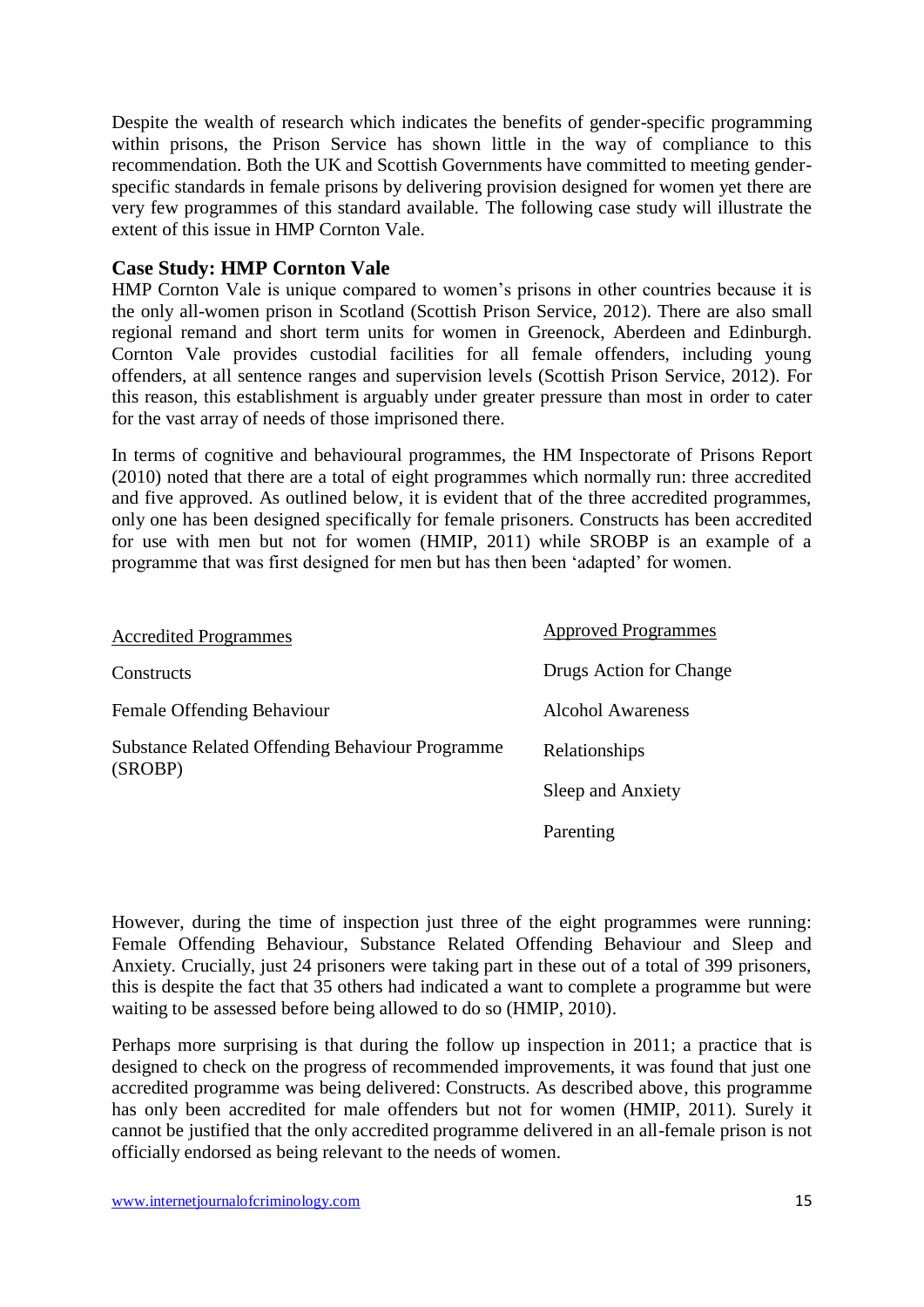Despite the wealth of research which indicates the benefits of gender-specific programming within prisons, the Prison Service has shown little in the way of compliance to this recommendation. Both the UK and Scottish Governments have committed to meeting gender-specific standards in female prisons by delivering provision designed for women yet there are very few programmes of this standard available. The following case study will illustrate the extent of this issue in HMP Cornton Vale.

### Case Study: HMP Cornton Vale

HMP Cornton Vale is unique compared to women's prisons in other countries because it is the only all-women prison in Scotland (Scottish Prison Service, 2012). There are also small regional remand and short term units for women in Greenock, Aberdeen and Edinburgh. Cornton Vale provides custodial facilities for all female offenders, including young offenders, at all sentence ranges and supervision levels (Scottish Prison Service, 2012). For this reason, this establishment is arguably under greater pressure than most in order to cater for the vast array of needs of those imprisoned there.

In terms of cognitive and behavioural programmes, the HM Inspectorate of Prisons Report (2010) noted that there are a total of eight programmes which normally run: three accredited and five approved. As outlined below, it is evident that of the three accredited programmes, only one has been designed specifically for female prisoners. Constructs has been accredited for use with men but not for women (HMIP, 2011) while SROBP is an example of a programme that was first designed for men but has then been 'adapted' for women.

| Accredited Programmes | Approved Programmes |
|---|---|
| Constructs | Drugs Action for Change |
| Female Offending Behaviour | Alcohol Awareness |
| Substance Related Offending Behaviour Programme (SROBP) | Relationships |
| | Sleep and Anxiety |
| | Parenting |

However, during the time of inspection just three of the eight programmes were running: Female Offending Behaviour, Substance Related Offending Behaviour and Sleep and Anxiety. Crucially, just 24 prisoners were taking part in these out of a total of 399 prisoners, this is despite the fact that 35 others had indicated a want to complete a programme but were waiting to be assessed before being allowed to do so (HMIP, 2010).

Perhaps more surprising is that during the follow up inspection in 2011; a practice that is designed to check on the progress of recommended improvements, it was found that just one accredited programme was being delivered: Constructs. As described above, this programme has only been accredited for male offenders but not for women (HMIP, 2011). Surely it cannot be justified that the only accredited programme delivered in an all-female prison is not officially endorsed as being relevant to the needs of women.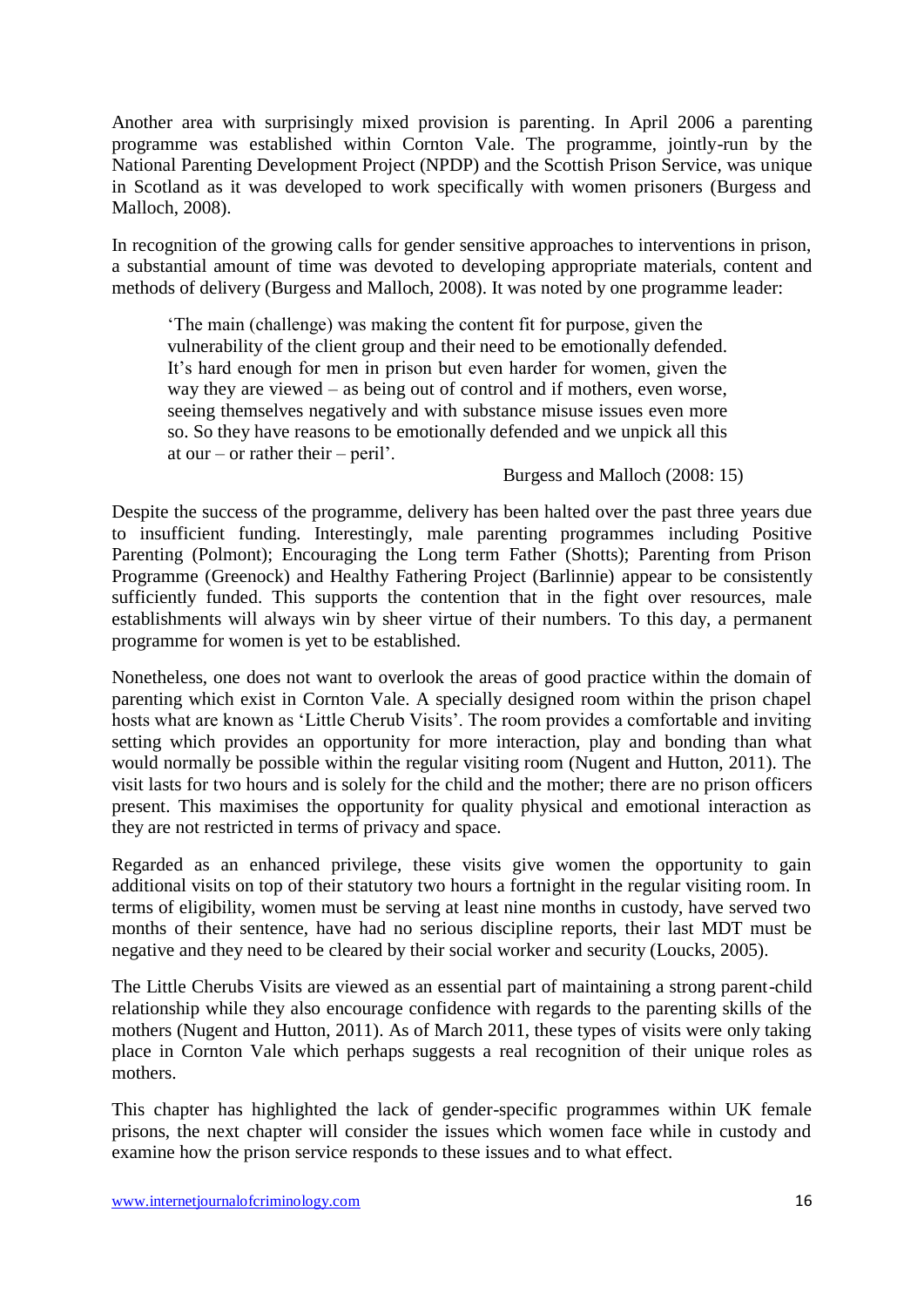Another area with surprisingly mixed provision is parenting. In April 2006 a parenting programme was established within Cornton Vale. The programme, jointly-run by the National Parenting Development Project (NPDP) and the Scottish Prison Service, was unique in Scotland as it was developed to work specifically with women prisoners (Burgess and Malloch, 2008).

In recognition of the growing calls for gender sensitive approaches to interventions in prison, a substantial amount of time was devoted to developing appropriate materials, content and methods of delivery (Burgess and Malloch, 2008). It was noted by one programme leader:

> 'The main (challenge) was making the content fit for purpose, given the vulnerability of the client group and their need to be emotionally defended. It's hard enough for men in prison but even harder for women, given the way they are viewed – as being out of control and if mothers, even worse, seeing themselves negatively and with substance misuse issues even more so. So they have reasons to be emotionally defended and we unpick all this at our – or rather their – peril'.
>
> Burgess and Malloch (2008: 15)

Despite the success of the programme, delivery has been halted over the past three years due to insufficient funding. Interestingly, male parenting programmes including Positive Parenting (Polmont); Encouraging the Long term Father (Shotts); Parenting from Prison Programme (Greenock) and Healthy Fathering Project (Barlinnie) appear to be consistently sufficiently funded. This supports the contention that in the fight over resources, male establishments will always win by sheer virtue of their numbers. To this day, a permanent programme for women is yet to be established.

Nonetheless, one does not want to overlook the areas of good practice within the domain of parenting which exist in Cornton Vale. A specially designed room within the prison chapel hosts what are known as 'Little Cherub Visits'. The room provides a comfortable and inviting setting which provides an opportunity for more interaction, play and bonding than what would normally be possible within the regular visiting room (Nugent and Hutton, 2011). The visit lasts for two hours and is solely for the child and the mother; there are no prison officers present. This maximises the opportunity for quality physical and emotional interaction as they are not restricted in terms of privacy and space.

Regarded as an enhanced privilege, these visits give women the opportunity to gain additional visits on top of their statutory two hours a fortnight in the regular visiting room. In terms of eligibility, women must be serving at least nine months in custody, have served two months of their sentence, have had no serious discipline reports, their last MDT must be negative and they need to be cleared by their social worker and security (Loucks, 2005).

The Little Cherubs Visits are viewed as an essential part of maintaining a strong parent-child relationship while they also encourage confidence with regards to the parenting skills of the mothers (Nugent and Hutton, 2011). As of March 2011, these types of visits were only taking place in Cornton Vale which perhaps suggests a real recognition of their unique roles as mothers.

This chapter has highlighted the lack of gender-specific programmes within UK female prisons, the next chapter will consider the issues which women face while in custody and examine how the prison service responds to these issues and to what effect.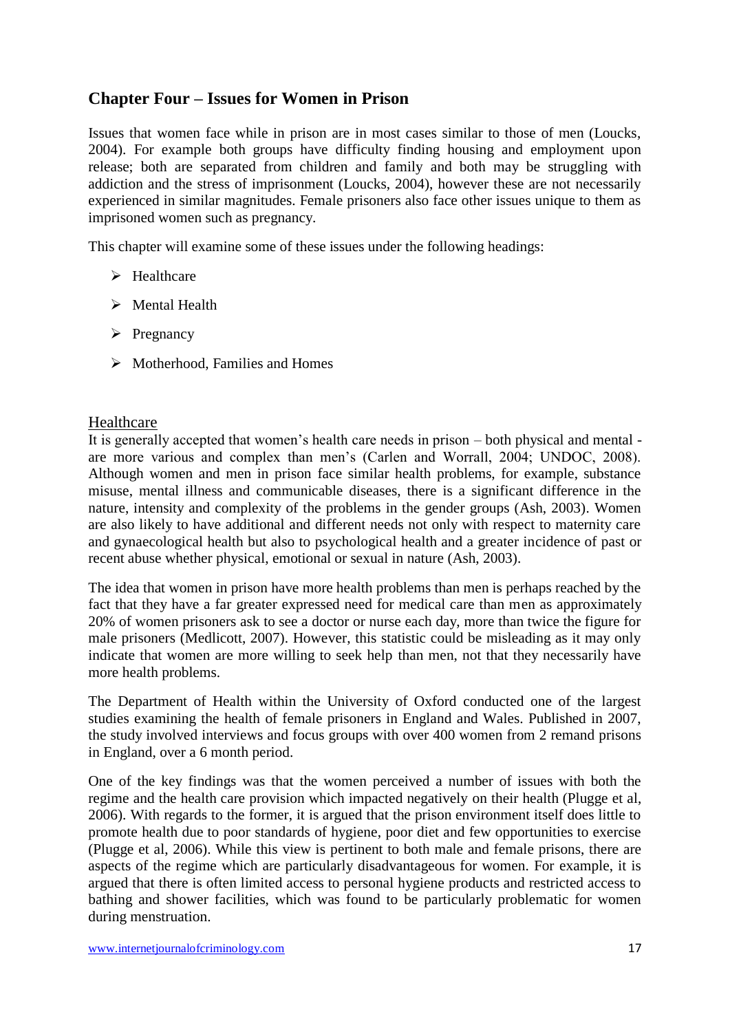## Chapter Four – Issues for Women in Prison

Issues that women face while in prison are in most cases similar to those of men (Loucks, 2004). For example both groups have difficulty finding housing and employment upon release; both are separated from children and family and both may be struggling with addiction and the stress of imprisonment (Loucks, 2004), however these are not necessarily experienced in similar magnitudes. Female prisoners also face other issues unique to them as imprisoned women such as pregnancy.

This chapter will examine some of these issues under the following headings:

- Healthcare
- Mental Health
- Pregnancy
- Motherhood, Families and Homes

### Healthcare

It is generally accepted that women's health care needs in prison – both physical and mental - are more various and complex than men's (Carlen and Worrall, 2004; UNDOC, 2008). Although women and men in prison face similar health problems, for example, substance misuse, mental illness and communicable diseases, there is a significant difference in the nature, intensity and complexity of the problems in the gender groups (Ash, 2003). Women are also likely to have additional and different needs not only with respect to maternity care and gynaecological health but also to psychological health and a greater incidence of past or recent abuse whether physical, emotional or sexual in nature (Ash, 2003).

The idea that women in prison have more health problems than men is perhaps reached by the fact that they have a far greater expressed need for medical care than men as approximately 20% of women prisoners ask to see a doctor or nurse each day, more than twice the figure for male prisoners (Medlicott, 2007). However, this statistic could be misleading as it may only indicate that women are more willing to seek help than men, not that they necessarily have more health problems.

The Department of Health within the University of Oxford conducted one of the largest studies examining the health of female prisoners in England and Wales. Published in 2007, the study involved interviews and focus groups with over 400 women from 2 remand prisons in England, over a 6 month period.

One of the key findings was that the women perceived a number of issues with both the regime and the health care provision which impacted negatively on their health (Plugge et al, 2006). With regards to the former, it is argued that the prison environment itself does little to promote health due to poor standards of hygiene, poor diet and few opportunities to exercise (Plugge et al, 2006). While this view is pertinent to both male and female prisons, there are aspects of the regime which are particularly disadvantageous for women. For example, it is argued that there is often limited access to personal hygiene products and restricted access to bathing and shower facilities, which was found to be particularly problematic for women during menstruation.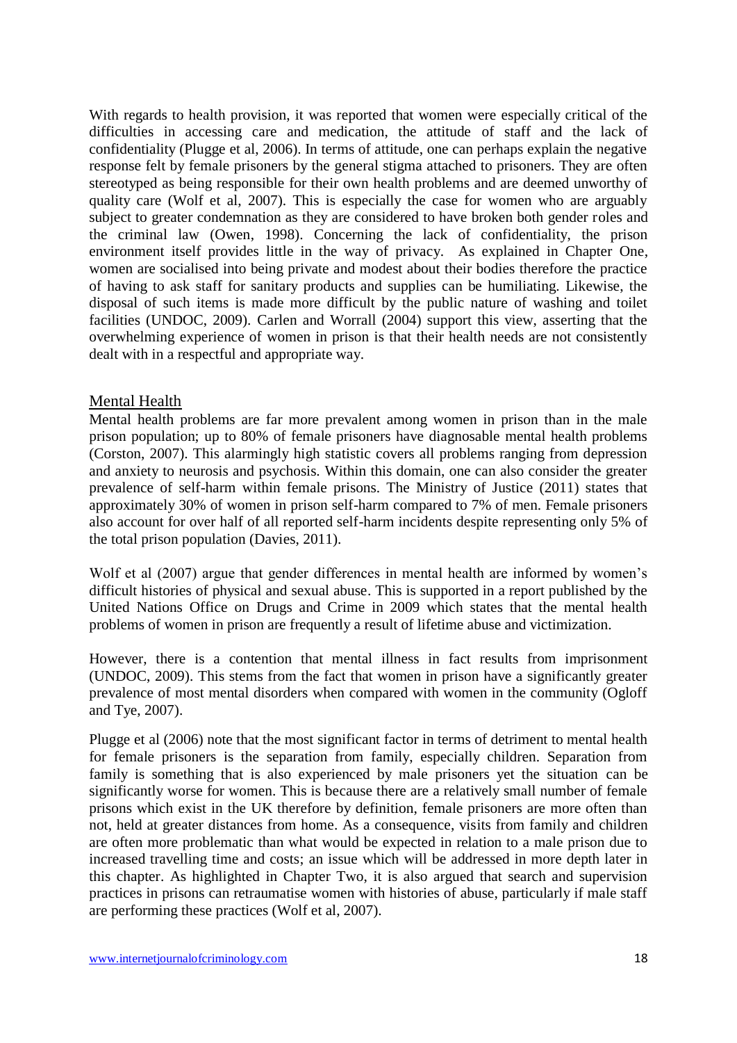With regards to health provision, it was reported that women were especially critical of the difficulties in accessing care and medication, the attitude of staff and the lack of confidentiality (Plugge et al, 2006). In terms of attitude, one can perhaps explain the negative response felt by female prisoners by the general stigma attached to prisoners. They are often stereotyped as being responsible for their own health problems and are deemed unworthy of quality care (Wolf et al, 2007). This is especially the case for women who are arguably subject to greater condemnation as they are considered to have broken both gender roles and the criminal law (Owen, 1998). Concerning the lack of confidentiality, the prison environment itself provides little in the way of privacy. As explained in Chapter One, women are socialised into being private and modest about their bodies therefore the practice of having to ask staff for sanitary products and supplies can be humiliating. Likewise, the disposal of such items is made more difficult by the public nature of washing and toilet facilities (UNDOC, 2009). Carlen and Worrall (2004) support this view, asserting that the overwhelming experience of women in prison is that their health needs are not consistently dealt with in a respectful and appropriate way.

## Mental Health

Mental health problems are far more prevalent among women in prison than in the male prison population; up to 80% of female prisoners have diagnosable mental health problems (Corston, 2007). This alarmingly high statistic covers all problems ranging from depression and anxiety to neurosis and psychosis. Within this domain, one can also consider the greater prevalence of self-harm within female prisons. The Ministry of Justice (2011) states that approximately 30% of women in prison self-harm compared to 7% of men. Female prisoners also account for over half of all reported self-harm incidents despite representing only 5% of the total prison population (Davies, 2011).

Wolf et al (2007) argue that gender differences in mental health are informed by women's difficult histories of physical and sexual abuse. This is supported in a report published by the United Nations Office on Drugs and Crime in 2009 which states that the mental health problems of women in prison are frequently a result of lifetime abuse and victimization.

However, there is a contention that mental illness in fact results from imprisonment (UNDOC, 2009). This stems from the fact that women in prison have a significantly greater prevalence of most mental disorders when compared with women in the community (Ogloff and Tye, 2007).

Plugge et al (2006) note that the most significant factor in terms of detriment to mental health for female prisoners is the separation from family, especially children. Separation from family is something that is also experienced by male prisoners yet the situation can be significantly worse for women. This is because there are a relatively small number of female prisons which exist in the UK therefore by definition, female prisoners are more often than not, held at greater distances from home. As a consequence, visits from family and children are often more problematic than what would be expected in relation to a male prison due to increased travelling time and costs; an issue which will be addressed in more depth later in this chapter. As highlighted in Chapter Two, it is also argued that search and supervision practices in prisons can retraumatise women with histories of abuse, particularly if male staff are performing these practices (Wolf et al, 2007).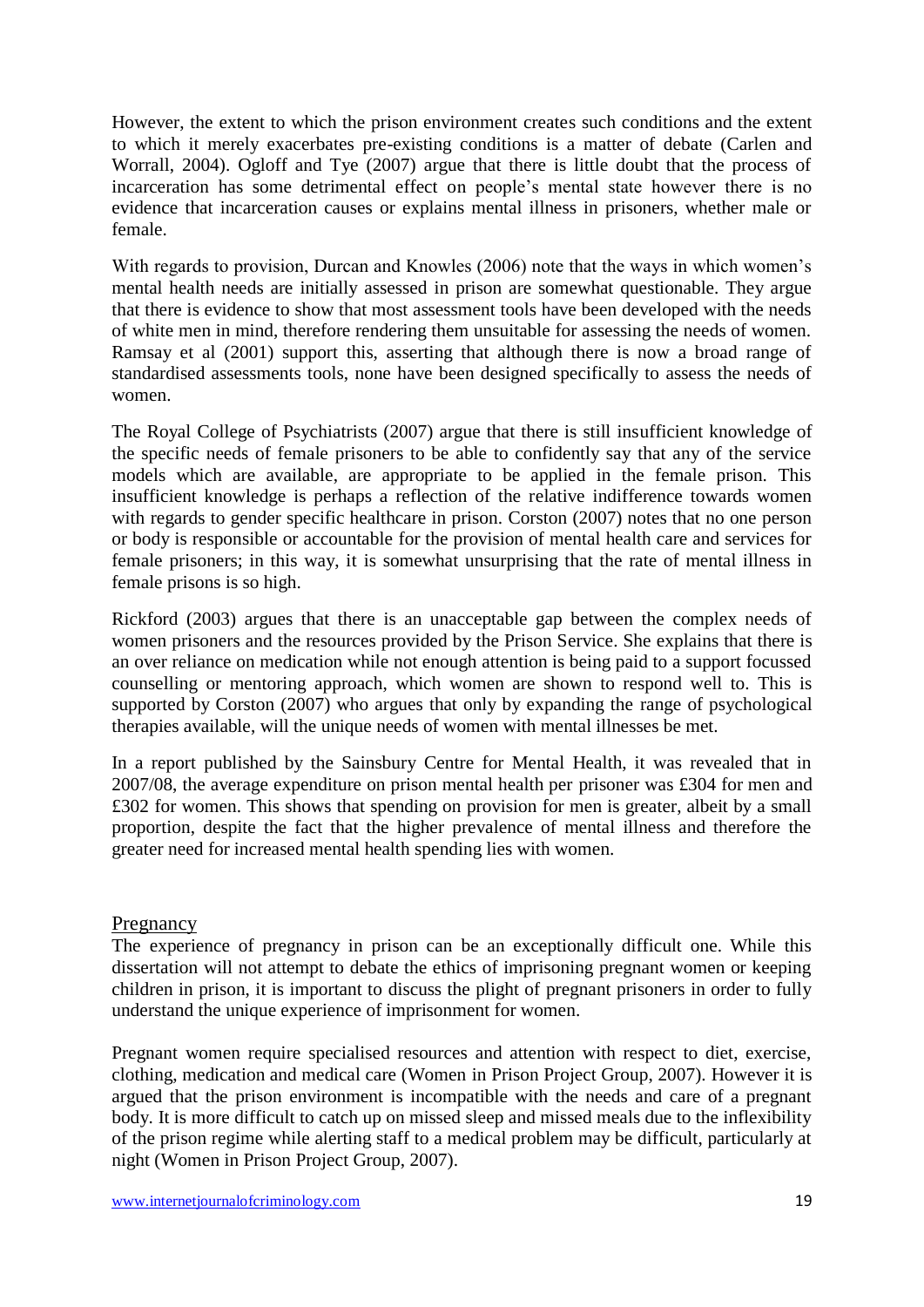However, the extent to which the prison environment creates such conditions and the extent to which it merely exacerbates pre-existing conditions is a matter of debate (Carlen and Worrall, 2004). Ogloff and Tye (2007) argue that there is little doubt that the process of incarceration has some detrimental effect on people's mental state however there is no evidence that incarceration causes or explains mental illness in prisoners, whether male or female.

With regards to provision, Durcan and Knowles (2006) note that the ways in which women's mental health needs are initially assessed in prison are somewhat questionable. They argue that there is evidence to show that most assessment tools have been developed with the needs of white men in mind, therefore rendering them unsuitable for assessing the needs of women. Ramsay et al (2001) support this, asserting that although there is now a broad range of standardised assessments tools, none have been designed specifically to assess the needs of women.

The Royal College of Psychiatrists (2007) argue that there is still insufficient knowledge of the specific needs of female prisoners to be able to confidently say that any of the service models which are available, are appropriate to be applied in the female prison. This insufficient knowledge is perhaps a reflection of the relative indifference towards women with regards to gender specific healthcare in prison. Corston (2007) notes that no one person or body is responsible or accountable for the provision of mental health care and services for female prisoners; in this way, it is somewhat unsurprising that the rate of mental illness in female prisons is so high.

Rickford (2003) argues that there is an unacceptable gap between the complex needs of women prisoners and the resources provided by the Prison Service. She explains that there is an over reliance on medication while not enough attention is being paid to a support focussed counselling or mentoring approach, which women are shown to respond well to. This is supported by Corston (2007) who argues that only by expanding the range of psychological therapies available, will the unique needs of women with mental illnesses be met.

In a report published by the Sainsbury Centre for Mental Health, it was revealed that in 2007/08, the average expenditure on prison mental health per prisoner was £304 for men and £302 for women. This shows that spending on provision for men is greater, albeit by a small proportion, despite the fact that the higher prevalence of mental illness and therefore the greater need for increased mental health spending lies with women.

## Pregnancy

The experience of pregnancy in prison can be an exceptionally difficult one. While this dissertation will not attempt to debate the ethics of imprisoning pregnant women or keeping children in prison, it is important to discuss the plight of pregnant prisoners in order to fully understand the unique experience of imprisonment for women.

Pregnant women require specialised resources and attention with respect to diet, exercise, clothing, medication and medical care (Women in Prison Project Group, 2007). However it is argued that the prison environment is incompatible with the needs and care of a pregnant body. It is more difficult to catch up on missed sleep and missed meals due to the inflexibility of the prison regime while alerting staff to a medical problem may be difficult, particularly at night (Women in Prison Project Group, 2007).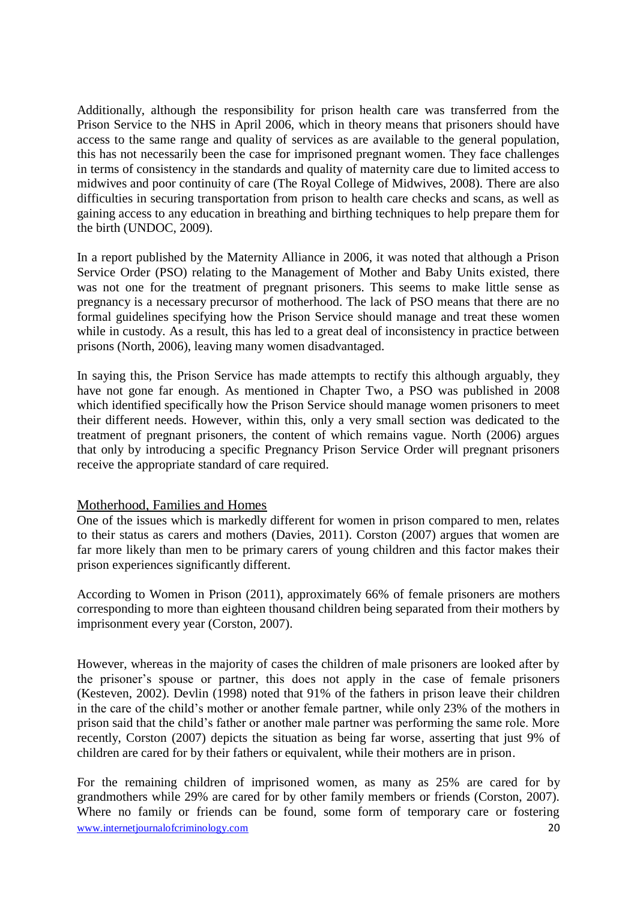Additionally, although the responsibility for prison health care was transferred from the Prison Service to the NHS in April 2006, which in theory means that prisoners should have access to the same range and quality of services as are available to the general population, this has not necessarily been the case for imprisoned pregnant women. They face challenges in terms of consistency in the standards and quality of maternity care due to limited access to midwives and poor continuity of care (The Royal College of Midwives, 2008). There are also difficulties in securing transportation from prison to health care checks and scans, as well as gaining access to any education in breathing and birthing techniques to help prepare them for the birth (UNDOC, 2009).

In a report published by the Maternity Alliance in 2006, it was noted that although a Prison Service Order (PSO) relating to the Management of Mother and Baby Units existed, there was not one for the treatment of pregnant prisoners. This seems to make little sense as pregnancy is a necessary precursor of motherhood. The lack of PSO means that there are no formal guidelines specifying how the Prison Service should manage and treat these women while in custody. As a result, this has led to a great deal of inconsistency in practice between prisons (North, 2006), leaving many women disadvantaged.

In saying this, the Prison Service has made attempts to rectify this although arguably, they have not gone far enough. As mentioned in Chapter Two, a PSO was published in 2008 which identified specifically how the Prison Service should manage women prisoners to meet their different needs. However, within this, only a very small section was dedicated to the treatment of pregnant prisoners, the content of which remains vague. North (2006) argues that only by introducing a specific Pregnancy Prison Service Order will pregnant prisoners receive the appropriate standard of care required.

## Motherhood, Families and Homes

One of the issues which is markedly different for women in prison compared to men, relates to their status as carers and mothers (Davies, 2011). Corston (2007) argues that women are far more likely than men to be primary carers of young children and this factor makes their prison experiences significantly different.

According to Women in Prison (2011), approximately 66% of female prisoners are mothers corresponding to more than eighteen thousand children being separated from their mothers by imprisonment every year (Corston, 2007).

However, whereas in the majority of cases the children of male prisoners are looked after by the prisoner's spouse or partner, this does not apply in the case of female prisoners (Kesteven, 2002). Devlin (1998) noted that 91% of the fathers in prison leave their children in the care of the child's mother or another female partner, while only 23% of the mothers in prison said that the child's father or another male partner was performing the same role. More recently, Corston (2007) depicts the situation as being far worse, asserting that just 9% of children are cared for by their fathers or equivalent, while their mothers are in prison.

For the remaining children of imprisoned women, as many as 25% are cared for by grandmothers while 29% are cared for by other family members or friends (Corston, 2007). Where no family or friends can be found, some form of temporary care or fostering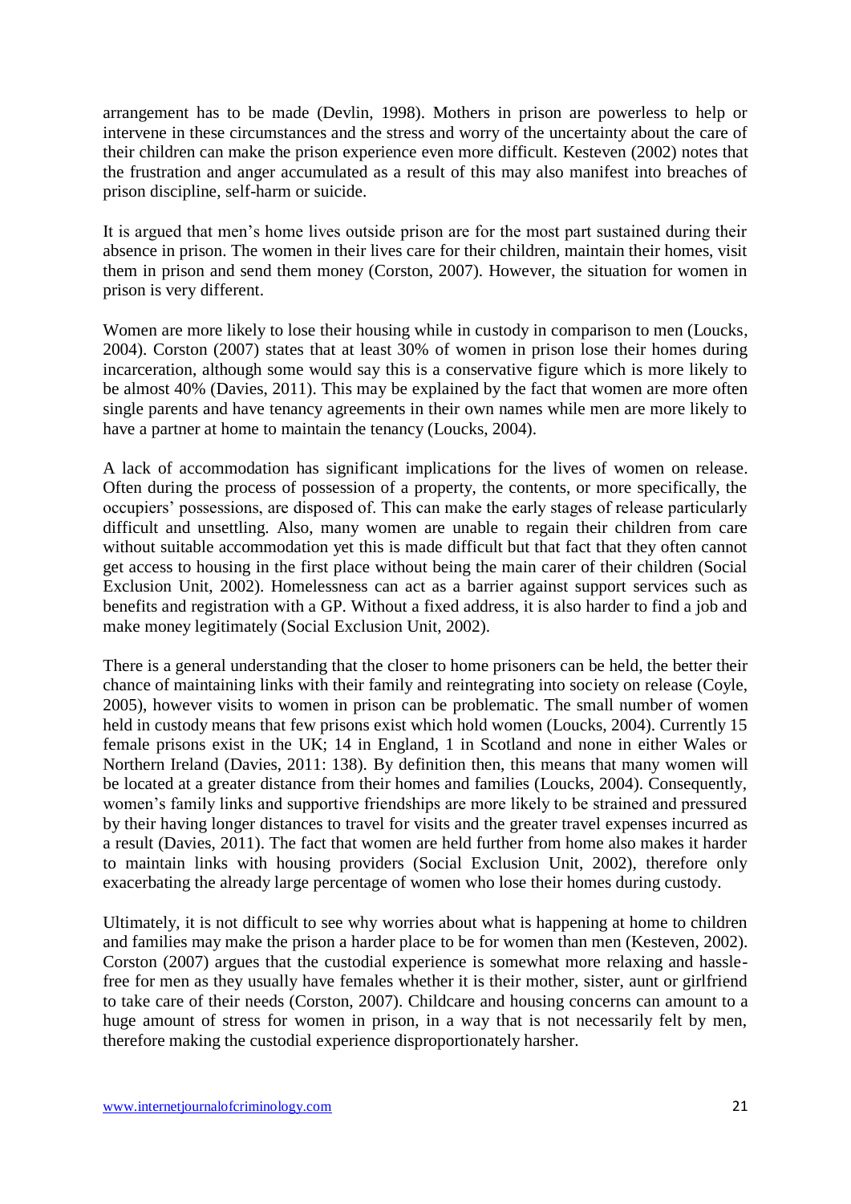arrangement has to be made (Devlin, 1998). Mothers in prison are powerless to help or intervene in these circumstances and the stress and worry of the uncertainty about the care of their children can make the prison experience even more difficult. Kesteven (2002) notes that the frustration and anger accumulated as a result of this may also manifest into breaches of prison discipline, self-harm or suicide.

It is argued that men's home lives outside prison are for the most part sustained during their absence in prison. The women in their lives care for their children, maintain their homes, visit them in prison and send them money (Corston, 2007). However, the situation for women in prison is very different.

Women are more likely to lose their housing while in custody in comparison to men (Loucks, 2004). Corston (2007) states that at least 30% of women in prison lose their homes during incarceration, although some would say this is a conservative figure which is more likely to be almost 40% (Davies, 2011). This may be explained by the fact that women are more often single parents and have tenancy agreements in their own names while men are more likely to have a partner at home to maintain the tenancy (Loucks, 2004).

A lack of accommodation has significant implications for the lives of women on release. Often during the process of possession of a property, the contents, or more specifically, the occupiers' possessions, are disposed of. This can make the early stages of release particularly difficult and unsettling. Also, many women are unable to regain their children from care without suitable accommodation yet this is made difficult but that fact that they often cannot get access to housing in the first place without being the main carer of their children (Social Exclusion Unit, 2002). Homelessness can act as a barrier against support services such as benefits and registration with a GP. Without a fixed address, it is also harder to find a job and make money legitimately (Social Exclusion Unit, 2002).

There is a general understanding that the closer to home prisoners can be held, the better their chance of maintaining links with their family and reintegrating into society on release (Coyle, 2005), however visits to women in prison can be problematic. The small number of women held in custody means that few prisons exist which hold women (Loucks, 2004). Currently 15 female prisons exist in the UK; 14 in England, 1 in Scotland and none in either Wales or Northern Ireland (Davies, 2011: 138). By definition then, this means that many women will be located at a greater distance from their homes and families (Loucks, 2004). Consequently, women's family links and supportive friendships are more likely to be strained and pressured by their having longer distances to travel for visits and the greater travel expenses incurred as a result (Davies, 2011). The fact that women are held further from home also makes it harder to maintain links with housing providers (Social Exclusion Unit, 2002), therefore only exacerbating the already large percentage of women who lose their homes during custody.

Ultimately, it is not difficult to see why worries about what is happening at home to children and families may make the prison a harder place to be for women than men (Kesteven, 2002). Corston (2007) argues that the custodial experience is somewhat more relaxing and hassle-free for men as they usually have females whether it is their mother, sister, aunt or girlfriend to take care of their needs (Corston, 2007). Childcare and housing concerns can amount to a huge amount of stress for women in prison, in a way that is not necessarily felt by men, therefore making the custodial experience disproportionately harsher.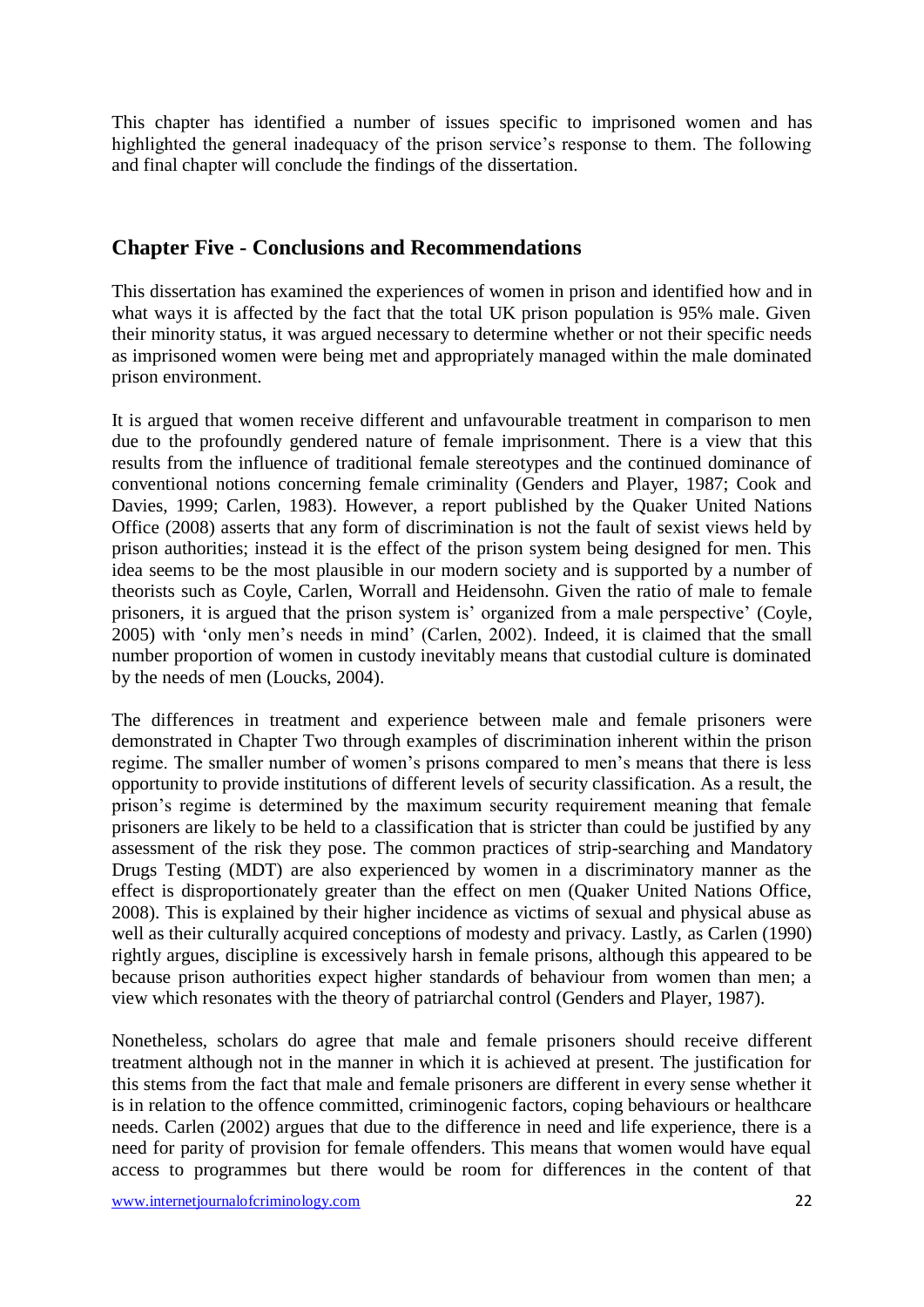This chapter has identified a number of issues specific to imprisoned women and has highlighted the general inadequacy of the prison service's response to them. The following and final chapter will conclude the findings of the dissertation.

## Chapter Five - Conclusions and Recommendations

This dissertation has examined the experiences of women in prison and identified how and in what ways it is affected by the fact that the total UK prison population is 95% male. Given their minority status, it was argued necessary to determine whether or not their specific needs as imprisoned women were being met and appropriately managed within the male dominated prison environment.

It is argued that women receive different and unfavourable treatment in comparison to men due to the profoundly gendered nature of female imprisonment. There is a view that this results from the influence of traditional female stereotypes and the continued dominance of conventional notions concerning female criminality (Genders and Player, 1987; Cook and Davies, 1999; Carlen, 1983). However, a report published by the Quaker United Nations Office (2008) asserts that any form of discrimination is not the fault of sexist views held by prison authorities; instead it is the effect of the prison system being designed for men. This idea seems to be the most plausible in our modern society and is supported by a number of theorists such as Coyle, Carlen, Worrall and Heidensohn. Given the ratio of male to female prisoners, it is argued that the prison system is' organized from a male perspective' (Coyle, 2005) with 'only men's needs in mind' (Carlen, 2002). Indeed, it is claimed that the small number proportion of women in custody inevitably means that custodial culture is dominated by the needs of men (Loucks, 2004).

The differences in treatment and experience between male and female prisoners were demonstrated in Chapter Two through examples of discrimination inherent within the prison regime. The smaller number of women's prisons compared to men's means that there is less opportunity to provide institutions of different levels of security classification. As a result, the prison's regime is determined by the maximum security requirement meaning that female prisoners are likely to be held to a classification that is stricter than could be justified by any assessment of the risk they pose. The common practices of strip-searching and Mandatory Drugs Testing (MDT) are also experienced by women in a discriminatory manner as the effect is disproportionately greater than the effect on men (Quaker United Nations Office, 2008). This is explained by their higher incidence as victims of sexual and physical abuse as well as their culturally acquired conceptions of modesty and privacy. Lastly, as Carlen (1990) rightly argues, discipline is excessively harsh in female prisons, although this appeared to be because prison authorities expect higher standards of behaviour from women than men; a view which resonates with the theory of patriarchal control (Genders and Player, 1987).

Nonetheless, scholars do agree that male and female prisoners should receive different treatment although not in the manner in which it is achieved at present. The justification for this stems from the fact that male and female prisoners are different in every sense whether it is in relation to the offence committed, criminogenic factors, coping behaviours or healthcare needs. Carlen (2002) argues that due to the difference in need and life experience, there is a need for parity of provision for female offenders. This means that women would have equal access to programmes but there would be room for differences in the content of that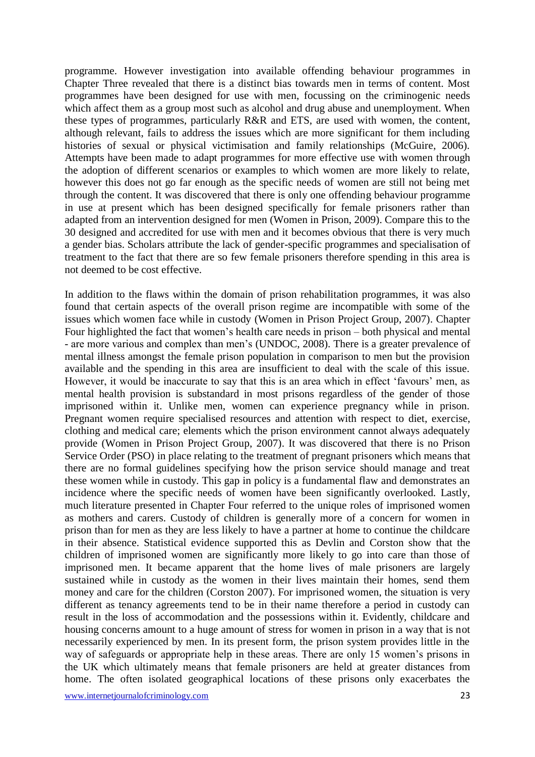programme. However investigation into available offending behaviour programmes in Chapter Three revealed that there is a distinct bias towards men in terms of content. Most programmes have been designed for use with men, focussing on the criminogenic needs which affect them as a group most such as alcohol and drug abuse and unemployment. When these types of programmes, particularly R&R and ETS, are used with women, the content, although relevant, fails to address the issues which are more significant for them including histories of sexual or physical victimisation and family relationships (McGuire, 2006). Attempts have been made to adapt programmes for more effective use with women through the adoption of different scenarios or examples to which women are more likely to relate, however this does not go far enough as the specific needs of women are still not being met through the content. It was discovered that there is only one offending behaviour programme in use at present which has been designed specifically for female prisoners rather than adapted from an intervention designed for men (Women in Prison, 2009). Compare this to the 30 designed and accredited for use with men and it becomes obvious that there is very much a gender bias. Scholars attribute the lack of gender-specific programmes and specialisation of treatment to the fact that there are so few female prisoners therefore spending in this area is not deemed to be cost effective.

In addition to the flaws within the domain of prison rehabilitation programmes, it was also found that certain aspects of the overall prison regime are incompatible with some of the issues which women face while in custody (Women in Prison Project Group, 2007). Chapter Four highlighted the fact that women's health care needs in prison – both physical and mental - are more various and complex than men's (UNDOC, 2008). There is a greater prevalence of mental illness amongst the female prison population in comparison to men but the provision available and the spending in this area are insufficient to deal with the scale of this issue. However, it would be inaccurate to say that this is an area which in effect 'favours' men, as mental health provision is substandard in most prisons regardless of the gender of those imprisoned within it. Unlike men, women can experience pregnancy while in prison. Pregnant women require specialised resources and attention with respect to diet, exercise, clothing and medical care; elements which the prison environment cannot always adequately provide (Women in Prison Project Group, 2007). It was discovered that there is no Prison Service Order (PSO) in place relating to the treatment of pregnant prisoners which means that there are no formal guidelines specifying how the prison service should manage and treat these women while in custody. This gap in policy is a fundamental flaw and demonstrates an incidence where the specific needs of women have been significantly overlooked. Lastly, much literature presented in Chapter Four referred to the unique roles of imprisoned women as mothers and carers. Custody of children is generally more of a concern for women in prison than for men as they are less likely to have a partner at home to continue the childcare in their absence. Statistical evidence supported this as Devlin and Corston show that the children of imprisoned women are significantly more likely to go into care than those of imprisoned men. It became apparent that the home lives of male prisoners are largely sustained while in custody as the women in their lives maintain their homes, send them money and care for the children (Corston 2007). For imprisoned women, the situation is very different as tenancy agreements tend to be in their name therefore a period in custody can result in the loss of accommodation and the possessions within it. Evidently, childcare and housing concerns amount to a huge amount of stress for women in prison in a way that is not necessarily experienced by men. In its present form, the prison system provides little in the way of safeguards or appropriate help in these areas. There are only 15 women's prisons in the UK which ultimately means that female prisoners are held at greater distances from home. The often isolated geographical locations of these prisons only exacerbates the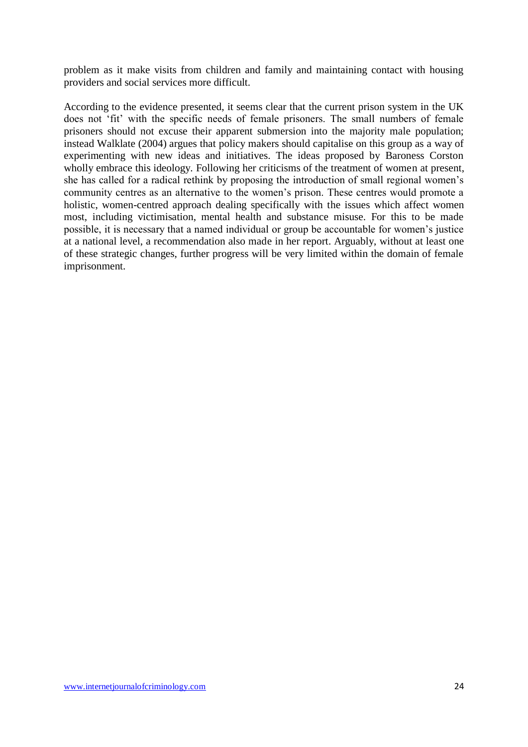problem as it make visits from children and family and maintaining contact with housing providers and social services more difficult.

According to the evidence presented, it seems clear that the current prison system in the UK does not 'fit' with the specific needs of female prisoners. The small numbers of female prisoners should not excuse their apparent submersion into the majority male population; instead Walklate (2004) argues that policy makers should capitalise on this group as a way of experimenting with new ideas and initiatives. The ideas proposed by Baroness Corston wholly embrace this ideology. Following her criticisms of the treatment of women at present, she has called for a radical rethink by proposing the introduction of small regional women's community centres as an alternative to the women's prison. These centres would promote a holistic, women-centred approach dealing specifically with the issues which affect women most, including victimisation, mental health and substance misuse. For this to be made possible, it is necessary that a named individual or group be accountable for women's justice at a national level, a recommendation also made in her report. Arguably, without at least one of these strategic changes, further progress will be very limited within the domain of female imprisonment.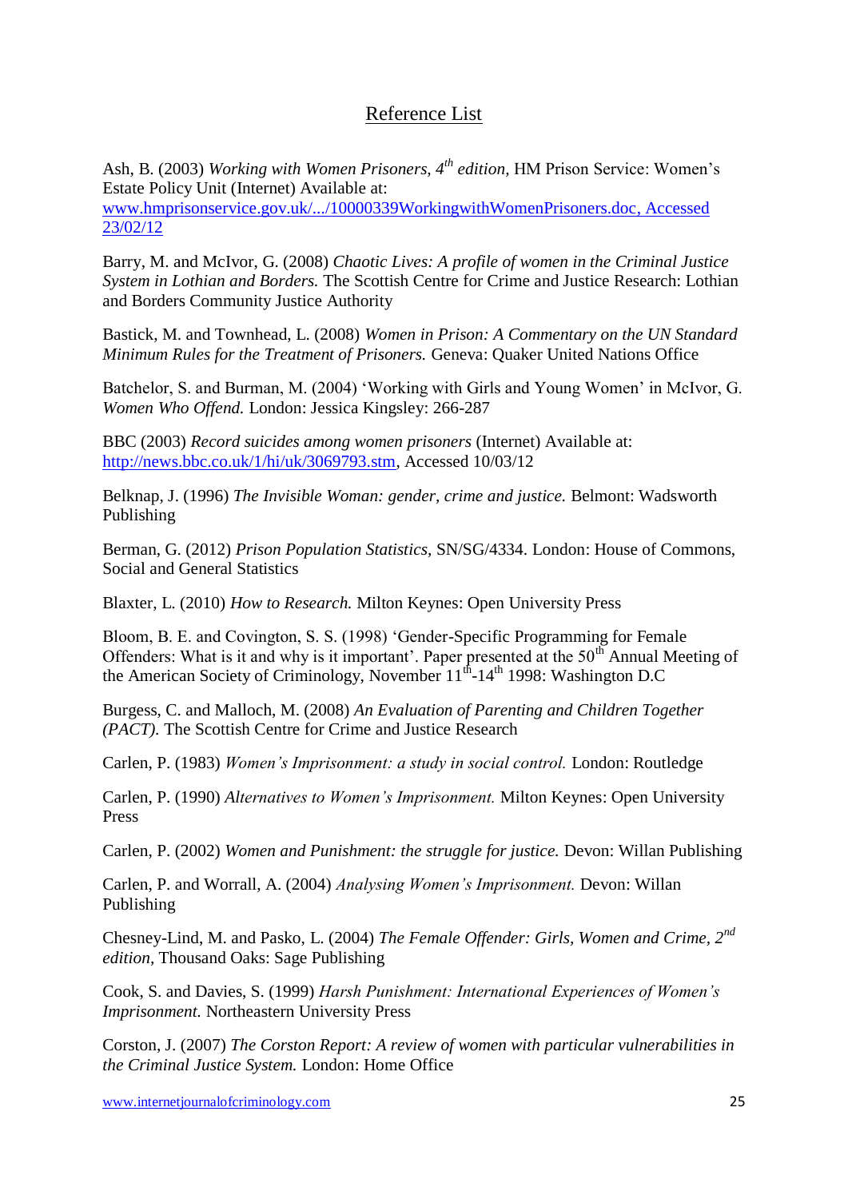## Reference List

Ash, B. (2003) *Working with Women Prisoners, 4th edition,* HM Prison Service: Women's Estate Policy Unit (Internet) Available at: www.hmprisonservice.gov.uk/.../10000339WorkingwithWomenPrisoners.doc, Accessed 23/02/12

Barry, M. and McIvor, G. (2008) *Chaotic Lives: A profile of women in the Criminal Justice System in Lothian and Borders.* The Scottish Centre for Crime and Justice Research: Lothian and Borders Community Justice Authority

Bastick, M. and Townhead, L. (2008) *Women in Prison: A Commentary on the UN Standard Minimum Rules for the Treatment of Prisoners.* Geneva: Quaker United Nations Office

Batchelor, S. and Burman, M. (2004) 'Working with Girls and Young Women' in McIvor, G. *Women Who Offend.* London: Jessica Kingsley: 266-287

BBC (2003) *Record suicides among women prisoners* (Internet) Available at: http://news.bbc.co.uk/1/hi/uk/3069793.stm, Accessed 10/03/12

Belknap, J. (1996) *The Invisible Woman: gender, crime and justice.* Belmont: Wadsworth Publishing

Berman, G. (2012) *Prison Population Statistics,* SN/SG/4334. London: House of Commons, Social and General Statistics

Blaxter, L. (2010) *How to Research.* Milton Keynes: Open University Press

Bloom, B. E. and Covington, S. S. (1998) 'Gender-Specific Programming for Female Offenders: What is it and why is it important'. Paper presented at the 50th Annual Meeting of the American Society of Criminology, November 11th-14th 1998: Washington D.C

Burgess, C. and Malloch, M. (2008) *An Evaluation of Parenting and Children Together (PACT).* The Scottish Centre for Crime and Justice Research

Carlen, P. (1983) *Women's Imprisonment: a study in social control.* London: Routledge

Carlen, P. (1990) *Alternatives to Women's Imprisonment.* Milton Keynes: Open University Press

Carlen, P. (2002) *Women and Punishment: the struggle for justice.* Devon: Willan Publishing

Carlen, P. and Worrall, A. (2004) *Analysing Women's Imprisonment.* Devon: Willan Publishing

Chesney-Lind, M. and Pasko, L. (2004) *The Female Offender: Girls, Women and Crime, 2nd edition,* Thousand Oaks: Sage Publishing

Cook, S. and Davies, S. (1999) *Harsh Punishment: International Experiences of Women's Imprisonment.* Northeastern University Press

Corston, J. (2007) *The Corston Report: A review of women with particular vulnerabilities in the Criminal Justice System.* London: Home Office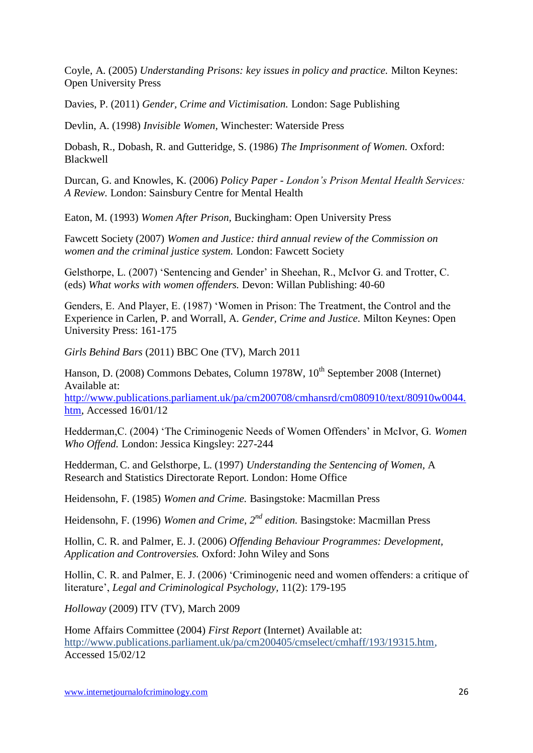Coyle, A. (2005) *Understanding Prisons: key issues in policy and practice.* Milton Keynes: Open University Press

Davies, P. (2011) *Gender, Crime and Victimisation.* London: Sage Publishing

Devlin, A. (1998) *Invisible Women,* Winchester: Waterside Press

Dobash, R., Dobash, R. and Gutteridge, S. (1986) *The Imprisonment of Women.* Oxford: Blackwell

Durcan, G. and Knowles, K. (2006) *Policy Paper - London's Prison Mental Health Services: A Review.* London: Sainsbury Centre for Mental Health

Eaton, M. (1993) *Women After Prison,* Buckingham: Open University Press

Fawcett Society (2007) *Women and Justice: third annual review of the Commission on women and the criminal justice system.* London: Fawcett Society

Gelsthorpe, L. (2007) 'Sentencing and Gender' in Sheehan, R., McIvor G. and Trotter, C. (eds) *What works with women offenders.* Devon: Willan Publishing: 40-60

Genders, E. And Player, E. (1987) 'Women in Prison: The Treatment, the Control and the Experience in Carlen, P. and Worrall, A. *Gender, Crime and Justice.* Milton Keynes: Open University Press: 161-175

*Girls Behind Bars* (2011) BBC One (TV), March 2011

Hanson, D. (2008) Commons Debates, Column 1978W, 10th September 2008 (Internet) Available at: http://www.publications.parliament.uk/pa/cm200708/cmhansrd/cm080910/text/80910w0044.htm, Accessed 16/01/12

Hedderman,C. (2004) 'The Criminogenic Needs of Women Offenders' in McIvor, G. *Women Who Offend.* London: Jessica Kingsley: 227-244

Hedderman, C. and Gelsthorpe, L. (1997) *Understanding the Sentencing of Women,* A Research and Statistics Directorate Report. London: Home Office

Heidensohn, F. (1985) *Women and Crime.* Basingstoke: Macmillan Press

Heidensohn, F. (1996) *Women and Crime, 2nd edition.* Basingstoke: Macmillan Press

Hollin, C. R. and Palmer, E. J. (2006) *Offending Behaviour Programmes: Development, Application and Controversies.* Oxford: John Wiley and Sons

Hollin, C. R. and Palmer, E. J. (2006) 'Criminogenic need and women offenders: a critique of literature', *Legal and Criminological Psychology,* 11(2): 179-195

*Holloway* (2009) ITV (TV), March 2009

Home Affairs Committee (2004) *First Report* (Internet) Available at: http://www.publications.parliament.uk/pa/cm200405/cmselect/cmhaff/193/19315.htm, Accessed 15/02/12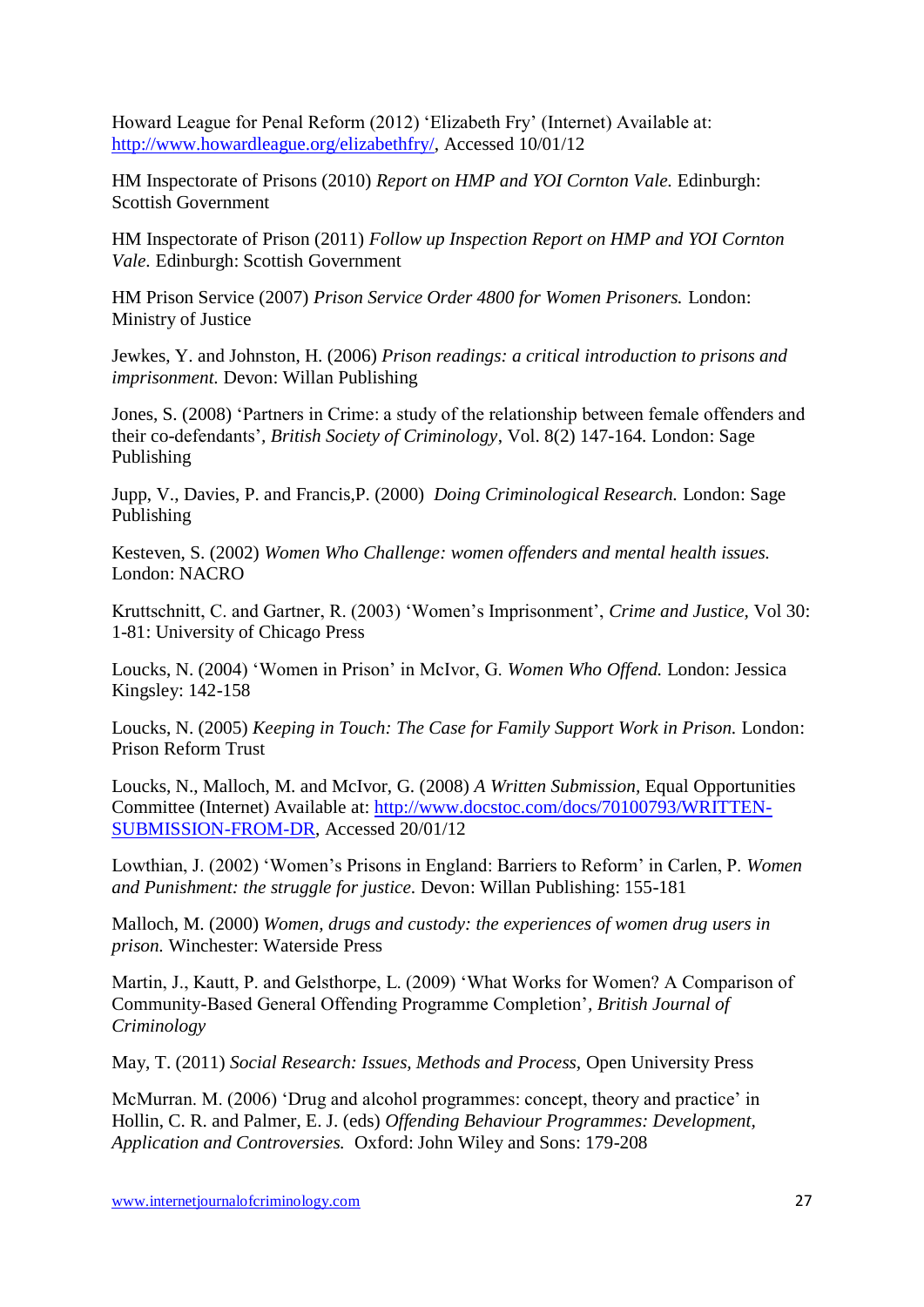Howard League for Penal Reform (2012) 'Elizabeth Fry' (Internet) Available at: [http://www.howardleague.org/elizabethfry/](http://www.howardleague.org/elizabethfry/), Accessed 10/01/12

HM Inspectorate of Prisons (2010) *Report on HMP and YOI Cornton Vale.* Edinburgh: Scottish Government

HM Inspectorate of Prison (2011) *Follow up Inspection Report on HMP and YOI Cornton Vale.* Edinburgh: Scottish Government

HM Prison Service (2007) *Prison Service Order 4800 for Women Prisoners.* London: Ministry of Justice

Jewkes, Y. and Johnston, H. (2006) *Prison readings: a critical introduction to prisons and imprisonment.* Devon: Willan Publishing

Jones, S. (2008) 'Partners in Crime: a study of the relationship between female offenders and their co-defendants', *British Society of Criminology*, Vol. 8(2) 147-164. London: Sage Publishing

Jupp, V., Davies, P. and Francis,P. (2000) *Doing Criminological Research.* London: Sage Publishing

Kesteven, S. (2002) *Women Who Challenge: women offenders and mental health issues.* London: NACRO

Kruttschnitt, C. and Gartner, R. (2003) 'Women's Imprisonment', *Crime and Justice,* Vol 30: 1-81: University of Chicago Press

Loucks, N. (2004) 'Women in Prison' in McIvor, G. *Women Who Offend.* London: Jessica Kingsley: 142-158

Loucks, N. (2005) *Keeping in Touch: The Case for Family Support Work in Prison.* London: Prison Reform Trust

Loucks, N., Malloch, M. and McIvor, G. (2008) *A Written Submission*, Equal Opportunities Committee (Internet) Available at: [http://www.docstoc.com/docs/70100793/WRITTEN-SUBMISSION-FROM-DR](http://www.docstoc.com/docs/70100793/WRITTEN-SUBMISSION-FROM-DR), Accessed 20/01/12

Lowthian, J. (2002) 'Women's Prisons in England: Barriers to Reform' in Carlen, P. *Women and Punishment: the struggle for justice.* Devon: Willan Publishing: 155-181

Malloch, M. (2000) *Women, drugs and custody: the experiences of women drug users in prison.* Winchester: Waterside Press

Martin, J., Kautt, P. and Gelsthorpe, L. (2009) 'What Works for Women? A Comparison of Community-Based General Offending Programme Completion', *British Journal of Criminology*

May, T. (2011) *Social Research: Issues, Methods and Process,* Open University Press

McMurran. M. (2006) 'Drug and alcohol programmes: concept, theory and practice' in Hollin, C. R. and Palmer, E. J. (eds) *Offending Behaviour Programmes: Development, Application and Controversies.* Oxford: John Wiley and Sons: 179-208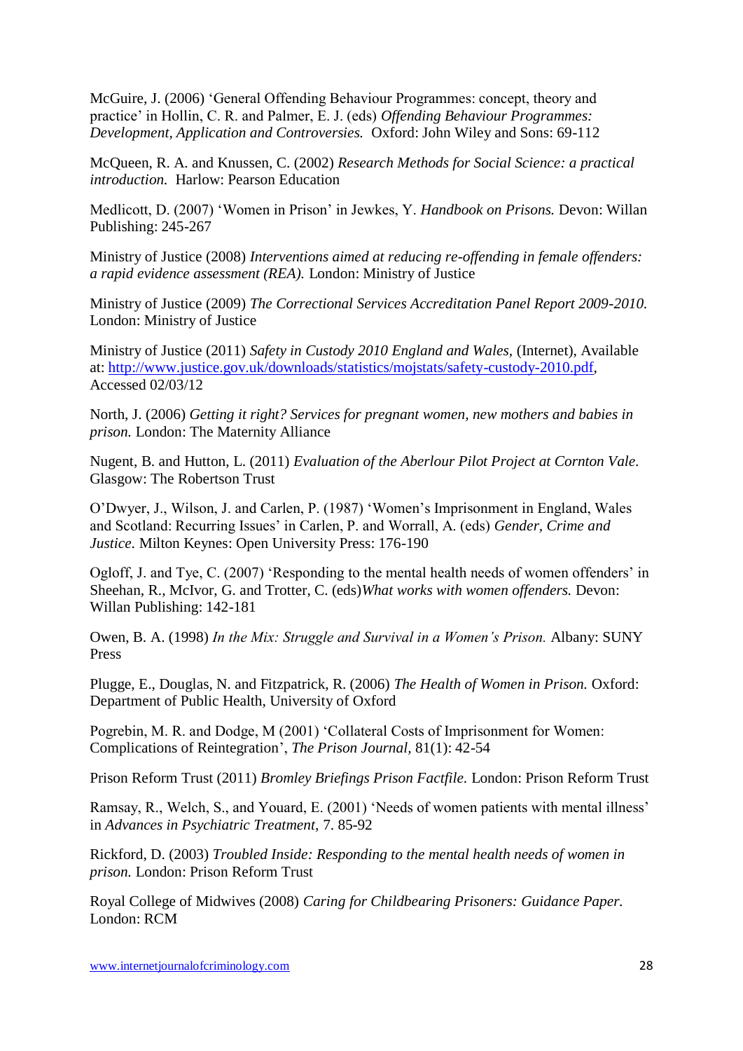McGuire, J. (2006) 'General Offending Behaviour Programmes: concept, theory and practice' in Hollin, C. R. and Palmer, E. J. (eds) *Offending Behaviour Programmes: Development, Application and Controversies.* Oxford: John Wiley and Sons: 69-112

McQueen, R. A. and Knussen, C. (2002) *Research Methods for Social Science: a practical introduction.* Harlow: Pearson Education

Medlicott, D. (2007) 'Women in Prison' in Jewkes, Y. *Handbook on Prisons.* Devon: Willan Publishing: 245-267

Ministry of Justice (2008) *Interventions aimed at reducing re-offending in female offenders: a rapid evidence assessment (REA).* London: Ministry of Justice

Ministry of Justice (2009) *The Correctional Services Accreditation Panel Report 2009-2010.* London: Ministry of Justice

Ministry of Justice (2011) *Safety in Custody 2010 England and Wales,* (Internet), Available at: http://www.justice.gov.uk/downloads/statistics/mojstats/safety-custody-2010.pdf, Accessed 02/03/12

North, J. (2006) *Getting it right? Services for pregnant women, new mothers and babies in prison.* London: The Maternity Alliance

Nugent, B. and Hutton, L. (2011) *Evaluation of the Aberlour Pilot Project at Cornton Vale.* Glasgow: The Robertson Trust

O'Dwyer, J., Wilson, J. and Carlen, P. (1987) 'Women's Imprisonment in England, Wales and Scotland: Recurring Issues' in Carlen, P. and Worrall, A. (eds) *Gender, Crime and Justice.* Milton Keynes: Open University Press: 176-190

Ogloff, J. and Tye, C. (2007) 'Responding to the mental health needs of women offenders' in Sheehan, R., McIvor, G. and Trotter, C. (eds)*What works with women offenders.* Devon: Willan Publishing: 142-181

Owen, B. A. (1998) *In the Mix: Struggle and Survival in a Women's Prison.* Albany: SUNY Press

Plugge, E., Douglas, N. and Fitzpatrick, R. (2006) *The Health of Women in Prison.* Oxford: Department of Public Health, University of Oxford

Pogrebin, M. R. and Dodge, M (2001) 'Collateral Costs of Imprisonment for Women: Complications of Reintegration', *The Prison Journal,* 81(1): 42-54

Prison Reform Trust (2011) *Bromley Briefings Prison Factfile.* London: Prison Reform Trust

Ramsay, R., Welch, S., and Youard, E. (2001) 'Needs of women patients with mental illness' in *Advances in Psychiatric Treatment,* 7. 85-92

Rickford, D. (2003) *Troubled Inside: Responding to the mental health needs of women in prison.* London: Prison Reform Trust

Royal College of Midwives (2008) *Caring for Childbearing Prisoners: Guidance Paper.* London: RCM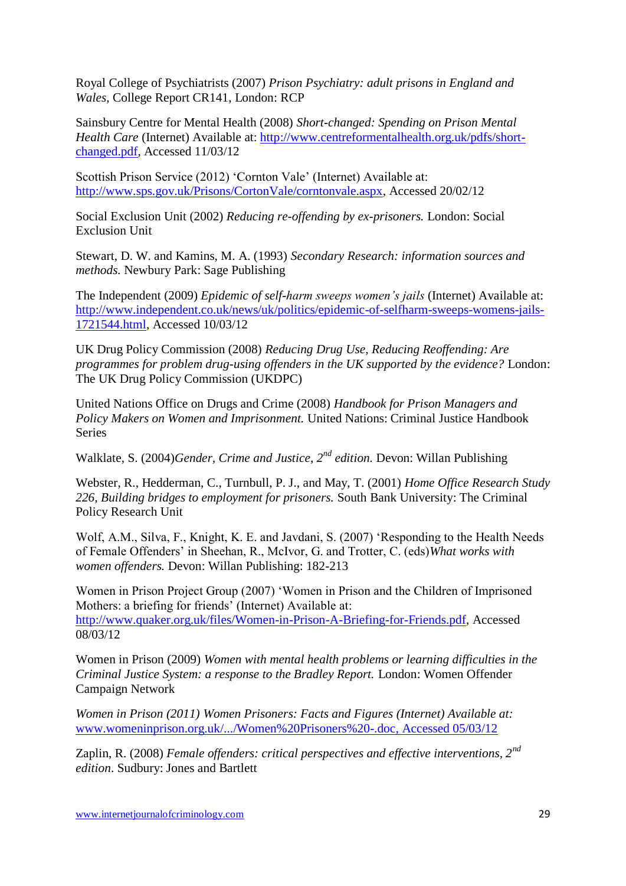Royal College of Psychiatrists (2007) *Prison Psychiatry: adult prisons in England and Wales,* College Report CR141, London: RCP

Sainsbury Centre for Mental Health (2008) *Short-changed: Spending on Prison Mental Health Care* (Internet) Available at: http://www.centreformentalhealth.org.uk/pdfs/short-changed.pdf, Accessed 11/03/12

Scottish Prison Service (2012) 'Cornton Vale' (Internet) Available at: http://www.sps.gov.uk/Prisons/CortonVale/corntonvale.aspx, Accessed 20/02/12

Social Exclusion Unit (2002) *Reducing re-offending by ex-prisoners.* London: Social Exclusion Unit

Stewart, D. W. and Kamins, M. A. (1993) *Secondary Research: information sources and methods.* Newbury Park: Sage Publishing

The Independent (2009) *Epidemic of self-harm sweeps women's jails* (Internet) Available at: http://www.independent.co.uk/news/uk/politics/epidemic-of-selfharm-sweeps-womens-jails-1721544.html, Accessed 10/03/12

UK Drug Policy Commission (2008) *Reducing Drug Use, Reducing Reoffending: Are programmes for problem drug-using offenders in the UK supported by the evidence?* London: The UK Drug Policy Commission (UKDPC)

United Nations Office on Drugs and Crime (2008) *Handbook for Prison Managers and Policy Makers on Women and Imprisonment.* United Nations: Criminal Justice Handbook Series

Walklate, S. (2004)*Gender, Crime and Justice, 2nd edition.* Devon: Willan Publishing

Webster, R., Hedderman, C., Turnbull, P. J., and May, T. (2001) *Home Office Research Study 226, Building bridges to employment for prisoners.* South Bank University: The Criminal Policy Research Unit

Wolf, A.M., Silva, F., Knight, K. E. and Javdani, S. (2007) 'Responding to the Health Needs of Female Offenders' in Sheehan, R., McIvor, G. and Trotter, C. (eds)*What works with women offenders.* Devon: Willan Publishing: 182-213

Women in Prison Project Group (2007) 'Women in Prison and the Children of Imprisoned Mothers: a briefing for friends' (Internet) Available at: http://www.quaker.org.uk/files/Women-in-Prison-A-Briefing-for-Friends.pdf, Accessed 08/03/12

Women in Prison (2009) *Women with mental health problems or learning difficulties in the Criminal Justice System: a response to the Bradley Report.* London: Women Offender Campaign Network

*Women in Prison (2011) Women Prisoners: Facts and Figures (Internet) Available at: www.womeninprison.org.uk/.../Women%20Prisoners%20-.doc, Accessed 05/03/12*

Zaplin, R. (2008) *Female offenders: critical perspectives and effective interventions, 2nd edition*. Sudbury: Jones and Bartlett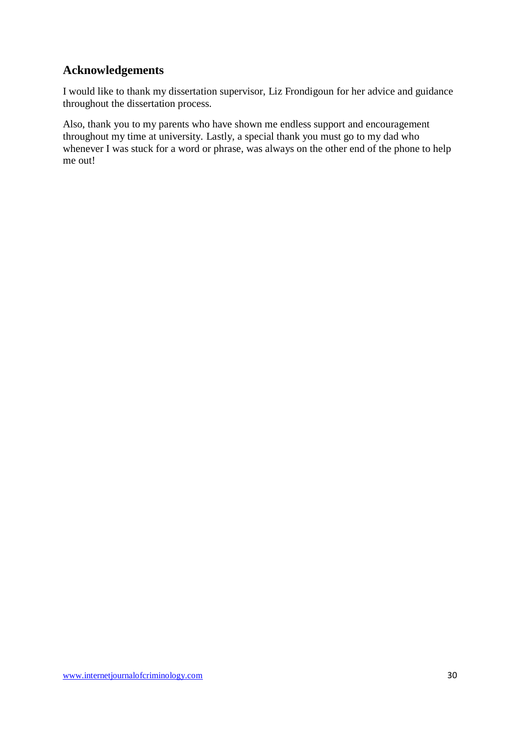## Acknowledgements

I would like to thank my dissertation supervisor, Liz Frondigoun for her advice and guidance throughout the dissertation process.

Also, thank you to my parents who have shown me endless support and encouragement throughout my time at university. Lastly, a special thank you must go to my dad who whenever I was stuck for a word or phrase, was always on the other end of the phone to help me out!